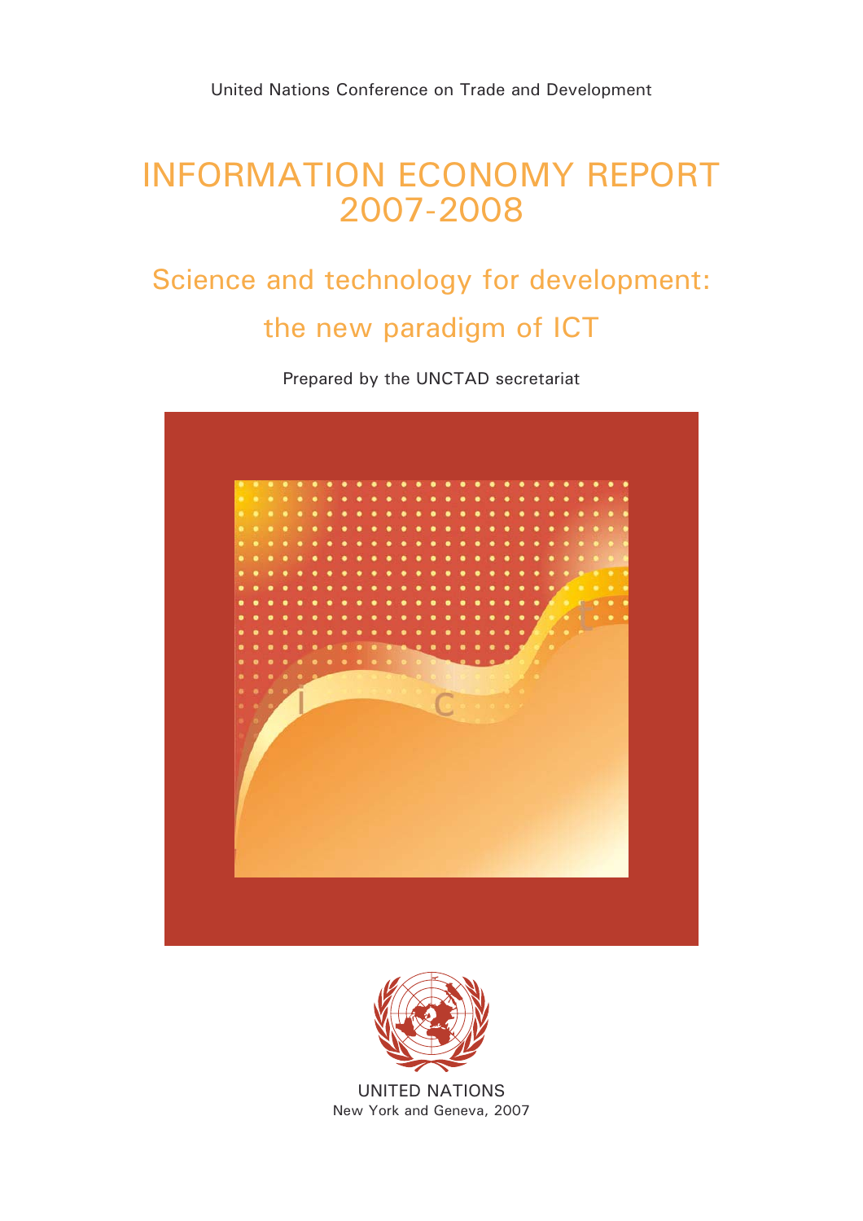United Nations Conference on Trade and Development

# INFORMATION ECONOMY REPORT 2007-2008

## Science and technology for development: the new paradigm of ICT

Prepared by the UNCTAD secretariat

UNITED NATIONS
New York and Geneva, 2007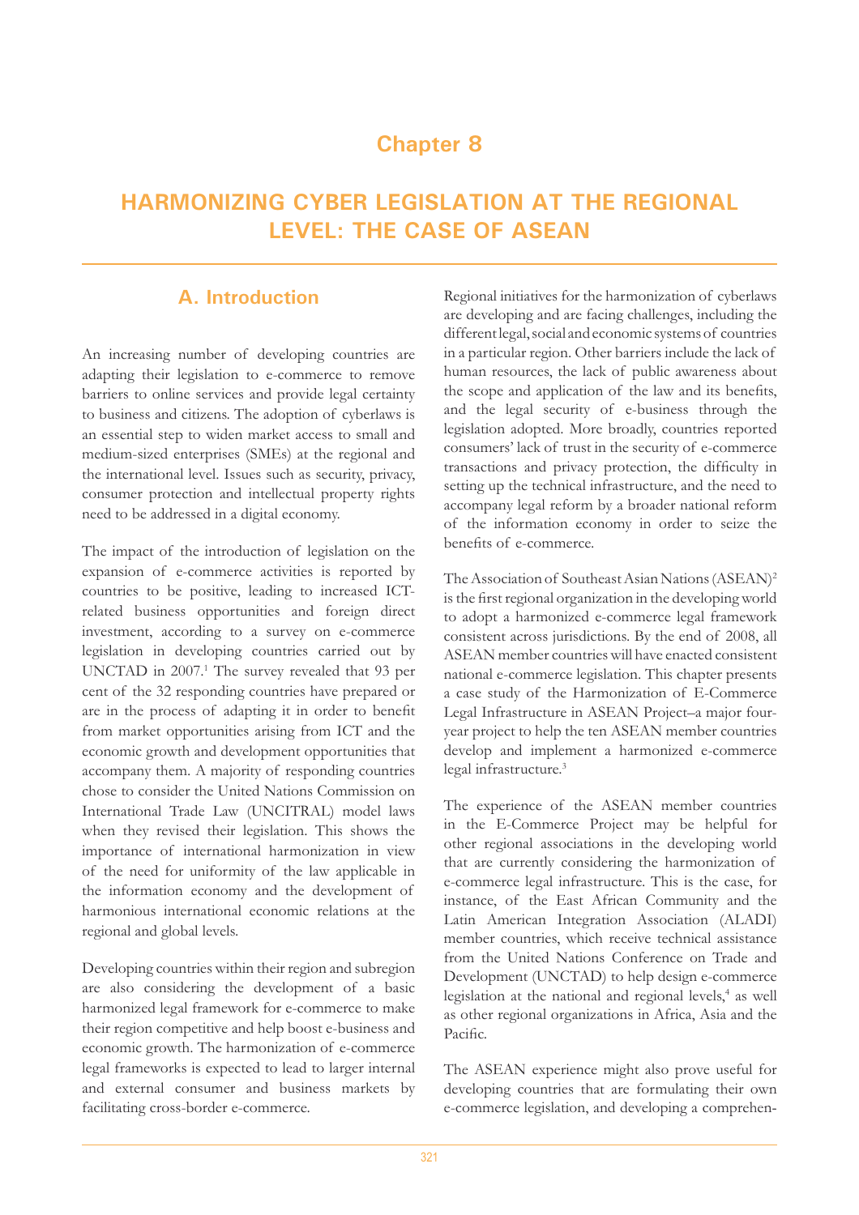# Chapter 8

# HARMONIZING CYBER LEGISLATION AT THE REGIONAL LEVEL: THE CASE OF ASEAN

## A. Introduction

An increasing number of developing countries are adapting their legislation to e-commerce to remove barriers to online services and provide legal certainty to business and citizens. The adoption of cyberlaws is an essential step to widen market access to small and medium-sized enterprises (SMEs) at the regional and the international level. Issues such as security, privacy, consumer protection and intellectual property rights need to be addressed in a digital economy.

The impact of the introduction of legislation on the expansion of e-commerce activities is reported by countries to be positive, leading to increased ICT-related business opportunities and foreign direct investment, according to a survey on e-commerce legislation in developing countries carried out by UNCTAD in 2007.[1] The survey revealed that 93 per cent of the 32 responding countries have prepared or are in the process of adapting it in order to benefit from market opportunities arising from ICT and the economic growth and development opportunities that accompany them. A majority of responding countries chose to consider the United Nations Commission on International Trade Law (UNCITRAL) model laws when they revised their legislation. This shows the importance of international harmonization in view of the need for uniformity of the law applicable in the information economy and the development of harmonious international economic relations at the regional and global levels.

Developing countries within their region and subregion are also considering the development of a basic harmonized legal framework for e-commerce to make their region competitive and help boost e-business and economic growth. The harmonization of e-commerce legal frameworks is expected to lead to larger internal and external consumer and business markets by facilitating cross-border e-commerce.

Regional initiatives for the harmonization of cyberlaws are developing and are facing challenges, including the different legal, social and economic systems of countries in a particular region. Other barriers include the lack of human resources, the lack of public awareness about the scope and application of the law and its benefits, and the legal security of e-business through the legislation adopted. More broadly, countries reported consumers' lack of trust in the security of e-commerce transactions and privacy protection, the difficulty in setting up the technical infrastructure, and the need to accompany legal reform by a broader national reform of the information economy in order to seize the benefits of e-commerce.

The Association of Southeast Asian Nations (ASEAN)[2] is the first regional organization in the developing world to adopt a harmonized e-commerce legal framework consistent across jurisdictions. By the end of 2008, all ASEAN member countries will have enacted consistent national e-commerce legislation. This chapter presents a case study of the Harmonization of E-Commerce Legal Infrastructure in ASEAN Project–a major four-year project to help the ten ASEAN member countries develop and implement a harmonized e-commerce legal infrastructure.[3]

The experience of the ASEAN member countries in the E-Commerce Project may be helpful for other regional associations in the developing world that are currently considering the harmonization of e-commerce legal infrastructure. This is the case, for instance, of the East African Community and the Latin American Integration Association (ALADI) member countries, which receive technical assistance from the United Nations Conference on Trade and Development (UNCTAD) to help design e-commerce legislation at the national and regional levels,[4] as well as other regional organizations in Africa, Asia and the Pacific.

The ASEAN experience might also prove useful for developing countries that are formulating their own e-commerce legislation, and developing a comprehen-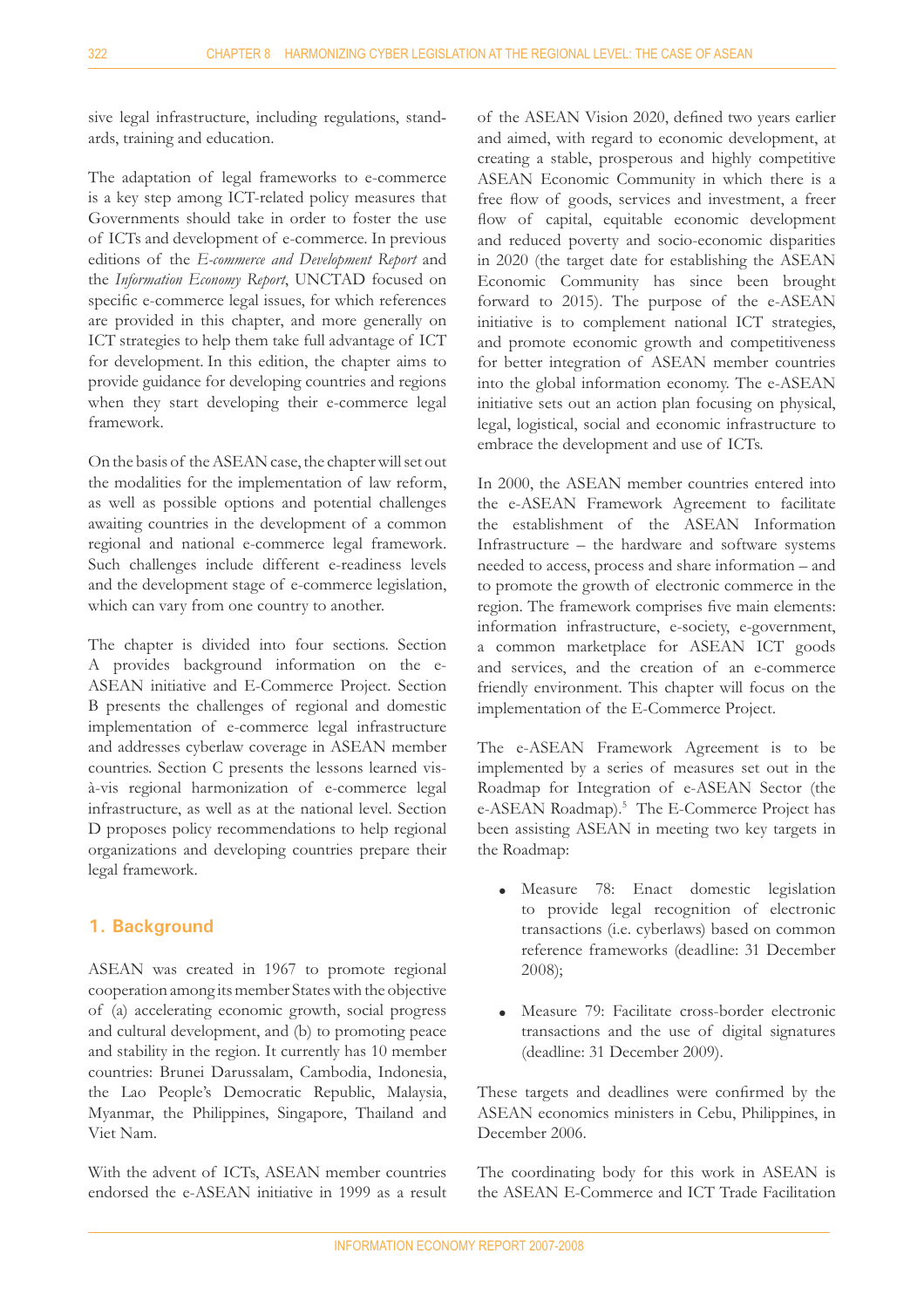sive legal infrastructure, including regulations, standards, training and education.

The adaptation of legal frameworks to e-commerce is a key step among ICT-related policy measures that Governments should take in order to foster the use of ICTs and development of e-commerce. In previous editions of the *E-commerce and Development Report* and the *Information Economy Report*, UNCTAD focused on specific e-commerce legal issues, for which references are provided in this chapter, and more generally on ICT strategies to help them take full advantage of ICT for development. In this edition, the chapter aims to provide guidance for developing countries and regions when they start developing their e-commerce legal framework.

On the basis of the ASEAN case, the chapter will set out the modalities for the implementation of law reform, as well as possible options and potential challenges awaiting countries in the development of a common regional and national e-commerce legal framework. Such challenges include different e-readiness levels and the development stage of e-commerce legislation, which can vary from one country to another.

The chapter is divided into four sections. Section A provides background information on the e-ASEAN initiative and E-Commerce Project. Section B presents the challenges of regional and domestic implementation of e-commerce legal infrastructure and addresses cyberlaw coverage in ASEAN member countries. Section C presents the lessons learned vis-à-vis regional harmonization of e-commerce legal infrastructure, as well as at the national level. Section D proposes policy recommendations to help regional organizations and developing countries prepare their legal framework.

## 1. Background

ASEAN was created in 1967 to promote regional cooperation among its member States with the objective of (a) accelerating economic growth, social progress and cultural development, and (b) to promoting peace and stability in the region. It currently has 10 member countries: Brunei Darussalam, Cambodia, Indonesia, the Lao People's Democratic Republic, Malaysia, Myanmar, the Philippines, Singapore, Thailand and Viet Nam.

With the advent of ICTs, ASEAN member countries endorsed the e-ASEAN initiative in 1999 as a result of the ASEAN Vision 2020, defined two years earlier and aimed, with regard to economic development, at creating a stable, prosperous and highly competitive ASEAN Economic Community in which there is a free flow of goods, services and investment, a freer flow of capital, equitable economic development and reduced poverty and socio-economic disparities in 2020 (the target date for establishing the ASEAN Economic Community has since been brought forward to 2015). The purpose of the e-ASEAN initiative is to complement national ICT strategies, and promote economic growth and competitiveness for better integration of ASEAN member countries into the global information economy. The e-ASEAN initiative sets out an action plan focusing on physical, legal, logistical, social and economic infrastructure to embrace the development and use of ICTs.

In 2000, the ASEAN member countries entered into the e-ASEAN Framework Agreement to facilitate the establishment of the ASEAN Information Infrastructure – the hardware and software systems needed to access, process and share information – and to promote the growth of electronic commerce in the region. The framework comprises five main elements: information infrastructure, e-society, e-government, a common marketplace for ASEAN ICT goods and services, and the creation of an e-commerce friendly environment. This chapter will focus on the implementation of the E-Commerce Project.

The e-ASEAN Framework Agreement is to be implemented by a series of measures set out in the Roadmap for Integration of e-ASEAN Sector (the e-ASEAN Roadmap).[5] The E-Commerce Project has been assisting ASEAN in meeting two key targets in the Roadmap:

- Measure 78: Enact domestic legislation to provide legal recognition of electronic transactions (i.e. cyberlaws) based on common reference frameworks (deadline: 31 December 2008);
- Measure 79: Facilitate cross-border electronic transactions and the use of digital signatures (deadline: 31 December 2009).

These targets and deadlines were confirmed by the ASEAN economics ministers in Cebu, Philippines, in December 2006.

The coordinating body for this work in ASEAN is the ASEAN E-Commerce and ICT Trade Facilitation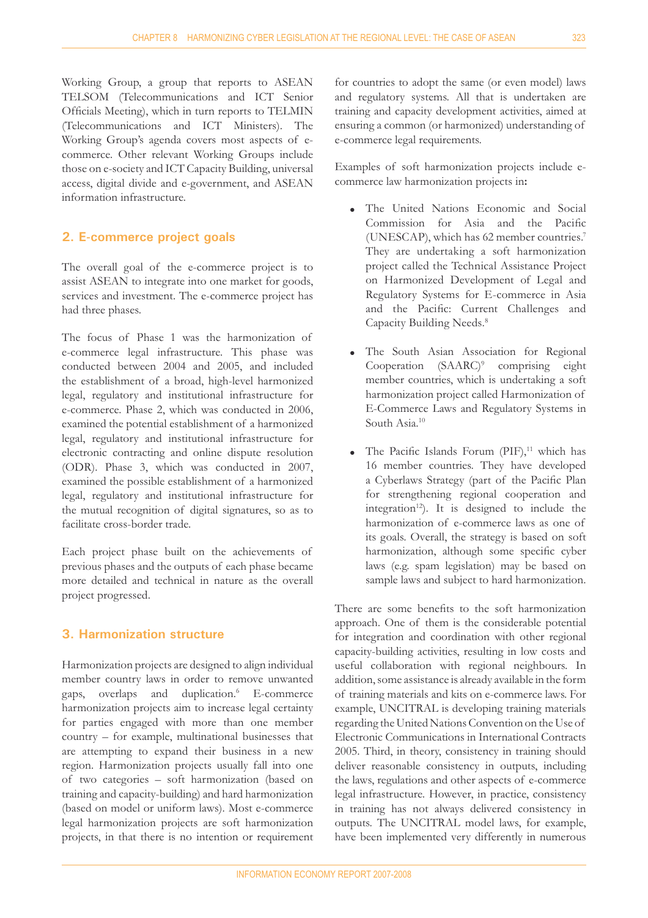Working Group, a group that reports to ASEAN TELSOM (Telecommunications and ICT Senior Officials Meeting), which in turn reports to TELMIN (Telecommunications and ICT Ministers). The Working Group's agenda covers most aspects of e-commerce. Other relevant Working Groups include those on e-society and ICT Capacity Building, universal access, digital divide and e-government, and ASEAN information infrastructure.

## 2. E-commerce project goals

The overall goal of the e-commerce project is to assist ASEAN to integrate into one market for goods, services and investment. The e-commerce project has had three phases.

The focus of Phase 1 was the harmonization of e-commerce legal infrastructure. This phase was conducted between 2004 and 2005, and included the establishment of a broad, high-level harmonized legal, regulatory and institutional infrastructure for e-commerce. Phase 2, which was conducted in 2006, examined the potential establishment of a harmonized legal, regulatory and institutional infrastructure for electronic contracting and online dispute resolution (ODR). Phase 3, which was conducted in 2007, examined the possible establishment of a harmonized legal, regulatory and institutional infrastructure for the mutual recognition of digital signatures, so as to facilitate cross-border trade.

Each project phase built on the achievements of previous phases and the outputs of each phase became more detailed and technical in nature as the overall project progressed.

## 3. Harmonization structure

Harmonization projects are designed to align individual member country laws in order to remove unwanted gaps, overlaps and duplication.[6] E-commerce harmonization projects aim to increase legal certainty for parties engaged with more than one member country – for example, multinational businesses that are attempting to expand their business in a new region. Harmonization projects usually fall into one of two categories – soft harmonization (based on training and capacity-building) and hard harmonization (based on model or uniform laws). Most e-commerce legal harmonization projects are soft harmonization projects, in that there is no intention or requirement for countries to adopt the same (or even model) laws and regulatory systems. All that is undertaken are training and capacity development activities, aimed at ensuring a common (or harmonized) understanding of e-commerce legal requirements.

Examples of soft harmonization projects include e-commerce law harmonization projects in**:**

- The United Nations Economic and Social Commission for Asia and the Pacific (UNESCAP), which has 62 member countries.[7] They are undertaking a soft harmonization project called the Technical Assistance Project on Harmonized Development of Legal and Regulatory Systems for E-commerce in Asia and the Pacific: Current Challenges and Capacity Building Needs.[8]

- The South Asian Association for Regional Cooperation (SAARC)[9] comprising eight member countries, which is undertaking a soft harmonization project called Harmonization of E-Commerce Laws and Regulatory Systems in South Asia.[10]

- The Pacific Islands Forum (PIF),[11] which has 16 member countries. They have developed a Cyberlaws Strategy (part of the Pacific Plan for strengthening regional cooperation and integration[12]). It is designed to include the harmonization of e-commerce laws as one of its goals. Overall, the strategy is based on soft harmonization, although some specific cyber laws (e.g. spam legislation) may be based on sample laws and subject to hard harmonization.

There are some benefits to the soft harmonization approach. One of them is the considerable potential for integration and coordination with other regional capacity-building activities, resulting in low costs and useful collaboration with regional neighbours. In addition, some assistance is already available in the form of training materials and kits on e-commerce laws. For example, UNCITRAL is developing training materials regarding the United Nations Convention on the Use of Electronic Communications in International Contracts 2005. Third, in theory, consistency in training should deliver reasonable consistency in outputs, including the laws, regulations and other aspects of e-commerce legal infrastructure. However, in practice, consistency in training has not always delivered consistency in outputs. The UNCITRAL model laws, for example, have been implemented very differently in numerous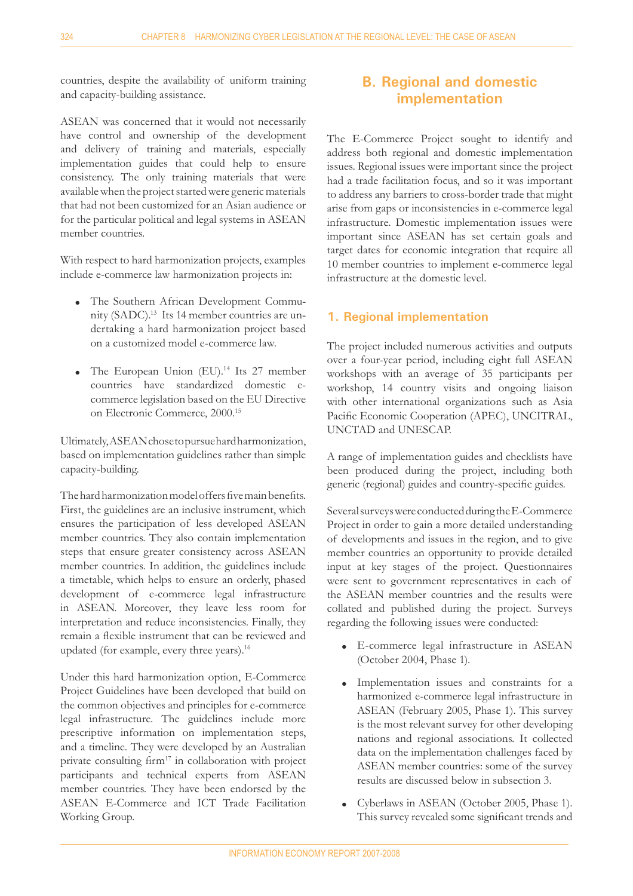countries, despite the availability of uniform training and capacity-building assistance.

ASEAN was concerned that it would not necessarily have control and ownership of the development and delivery of training and materials, especially implementation guides that could help to ensure consistency. The only training materials that were available when the project started were generic materials that had not been customized for an Asian audience or for the particular political and legal systems in ASEAN member countries.

With respect to hard harmonization projects, examples include e-commerce law harmonization projects in:

- The Southern African Development Community (SADC).[13] Its 14 member countries are undertaking a hard harmonization project based on a customized model e-commerce law.
- The European Union (EU).[14] Its 27 member countries have standardized domestic e-commerce legislation based on the EU Directive on Electronic Commerce, 2000.[15]

Ultimately, ASEAN chose to pursue hard harmonization, based on implementation guidelines rather than simple capacity-building.

The hard harmonization model offers five main benefits. First, the guidelines are an inclusive instrument, which ensures the participation of less developed ASEAN member countries. They also contain implementation steps that ensure greater consistency across ASEAN member countries. In addition, the guidelines include a timetable, which helps to ensure an orderly, phased development of e-commerce legal infrastructure in ASEAN. Moreover, they leave less room for interpretation and reduce inconsistencies. Finally, they remain a flexible instrument that can be reviewed and updated (for example, every three years).[16]

Under this hard harmonization option, E-Commerce Project Guidelines have been developed that build on the common objectives and principles for e-commerce legal infrastructure. The guidelines include more prescriptive information on implementation steps, and a timeline. They were developed by an Australian private consulting firm[17] in collaboration with project participants and technical experts from ASEAN member countries. They have been endorsed by the ASEAN E-Commerce and ICT Trade Facilitation Working Group.

## B. Regional and domestic implementation

The E-Commerce Project sought to identify and address both regional and domestic implementation issues. Regional issues were important since the project had a trade facilitation focus, and so it was important to address any barriers to cross-border trade that might arise from gaps or inconsistencies in e-commerce legal infrastructure. Domestic implementation issues were important since ASEAN has set certain goals and target dates for economic integration that require all 10 member countries to implement e-commerce legal infrastructure at the domestic level.

### 1. Regional implementation

The project included numerous activities and outputs over a four-year period, including eight full ASEAN workshops with an average of 35 participants per workshop, 14 country visits and ongoing liaison with other international organizations such as Asia Pacific Economic Cooperation (APEC), UNCITRAL, UNCTAD and UNESCAP.

A range of implementation guides and checklists have been produced during the project, including both generic (regional) guides and country-specific guides.

Several surveys were conducted during the E-Commerce Project in order to gain a more detailed understanding of developments and issues in the region, and to give member countries an opportunity to provide detailed input at key stages of the project. Questionnaires were sent to government representatives in each of the ASEAN member countries and the results were collated and published during the project. Surveys regarding the following issues were conducted:

- E-commerce legal infrastructure in ASEAN (October 2004, Phase 1).
- Implementation issues and constraints for a harmonized e-commerce legal infrastructure in ASEAN (February 2005, Phase 1). This survey is the most relevant survey for other developing nations and regional associations. It collected data on the implementation challenges faced by ASEAN member countries: some of the survey results are discussed below in subsection 3.
- Cyberlaws in ASEAN (October 2005, Phase 1). This survey revealed some significant trends and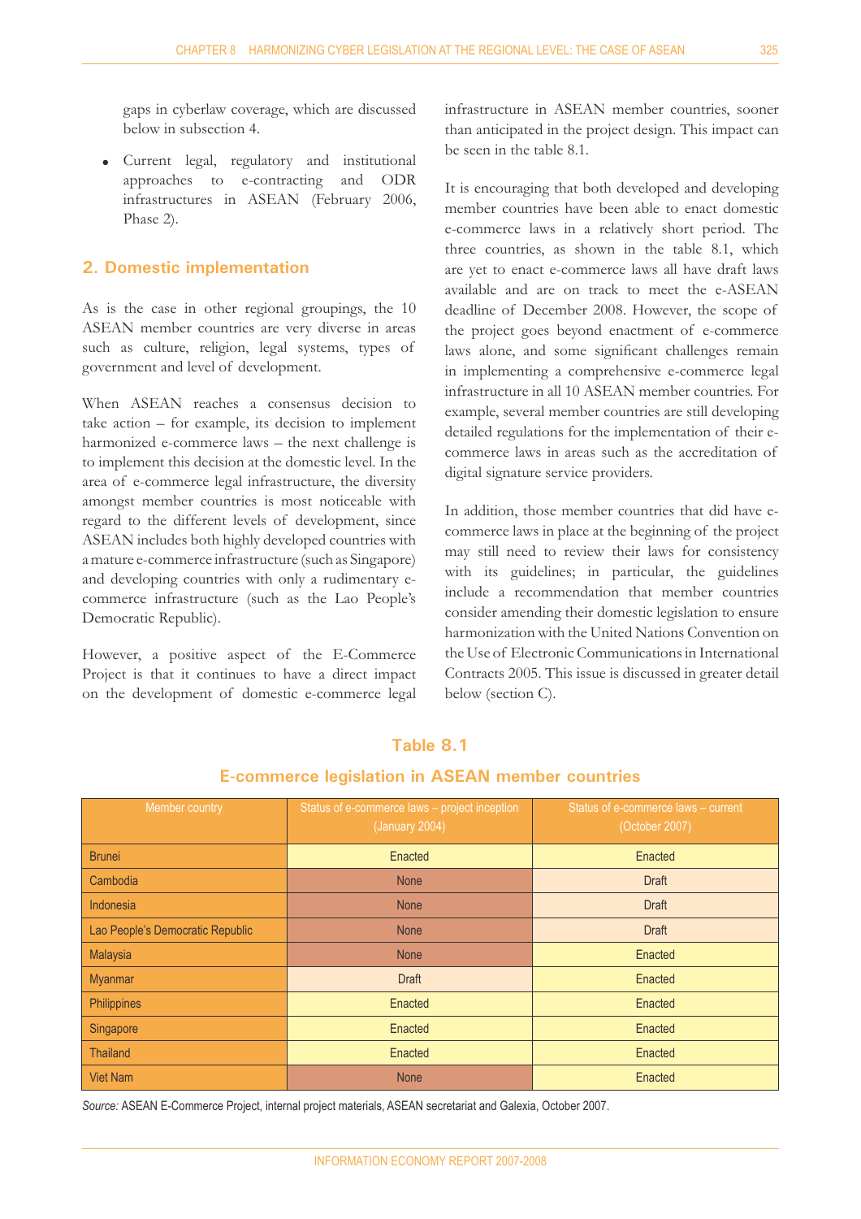gaps in cyberlaw coverage, which are discussed below in subsection 4.

- Current legal, regulatory and institutional approaches to e-contracting and ODR infrastructures in ASEAN (February 2006, Phase 2).

## 2. Domestic implementation

As is the case in other regional groupings, the 10 ASEAN member countries are very diverse in areas such as culture, religion, legal systems, types of government and level of development.

When ASEAN reaches a consensus decision to take action – for example, its decision to implement harmonized e-commerce laws – the next challenge is to implement this decision at the domestic level. In the area of e-commerce legal infrastructure, the diversity amongst member countries is most noticeable with regard to the different levels of development, since ASEAN includes both highly developed countries with a mature e-commerce infrastructure (such as Singapore) and developing countries with only a rudimentary e-commerce infrastructure (such as the Lao People's Democratic Republic).

However, a positive aspect of the E-Commerce Project is that it continues to have a direct impact on the development of domestic e-commerce legal infrastructure in ASEAN member countries, sooner than anticipated in the project design. This impact can be seen in the table 8.1.

It is encouraging that both developed and developing member countries have been able to enact domestic e-commerce laws in a relatively short period. The three countries, as shown in the table 8.1, which are yet to enact e-commerce laws all have draft laws available and are on track to meet the e-ASEAN deadline of December 2008. However, the scope of the project goes beyond enactment of e-commerce laws alone, and some significant challenges remain in implementing a comprehensive e-commerce legal infrastructure in all 10 ASEAN member countries. For example, several member countries are still developing detailed regulations for the implementation of their e-commerce laws in areas such as the accreditation of digital signature service providers.

In addition, those member countries that did have e-commerce laws in place at the beginning of the project may still need to review their laws for consistency with its guidelines; in particular, the guidelines include a recommendation that member countries consider amending their domestic legislation to ensure harmonization with the United Nations Convention on the Use of Electronic Communications in International Contracts 2005. This issue is discussed in greater detail below (section C).

**Table 8.1**

**E-commerce legislation in ASEAN member countries**

| Member country | Status of e-commerce laws – project inception (January 2004) | Status of e-commerce laws – current (October 2007) |
|---|---|---|
| Brunei | Enacted | Enacted |
| Cambodia | None | Draft |
| Indonesia | None | Draft |
| Lao People's Democratic Republic | None | Draft |
| Malaysia | None | Enacted |
| Myanmar | Draft | Enacted |
| Philippines | Enacted | Enacted |
| Singapore | Enacted | Enacted |
| Thailand | Enacted | Enacted |
| Viet Nam | None | Enacted |

*Source:* ASEAN E-Commerce Project, internal project materials, ASEAN secretariat and Galexia, October 2007.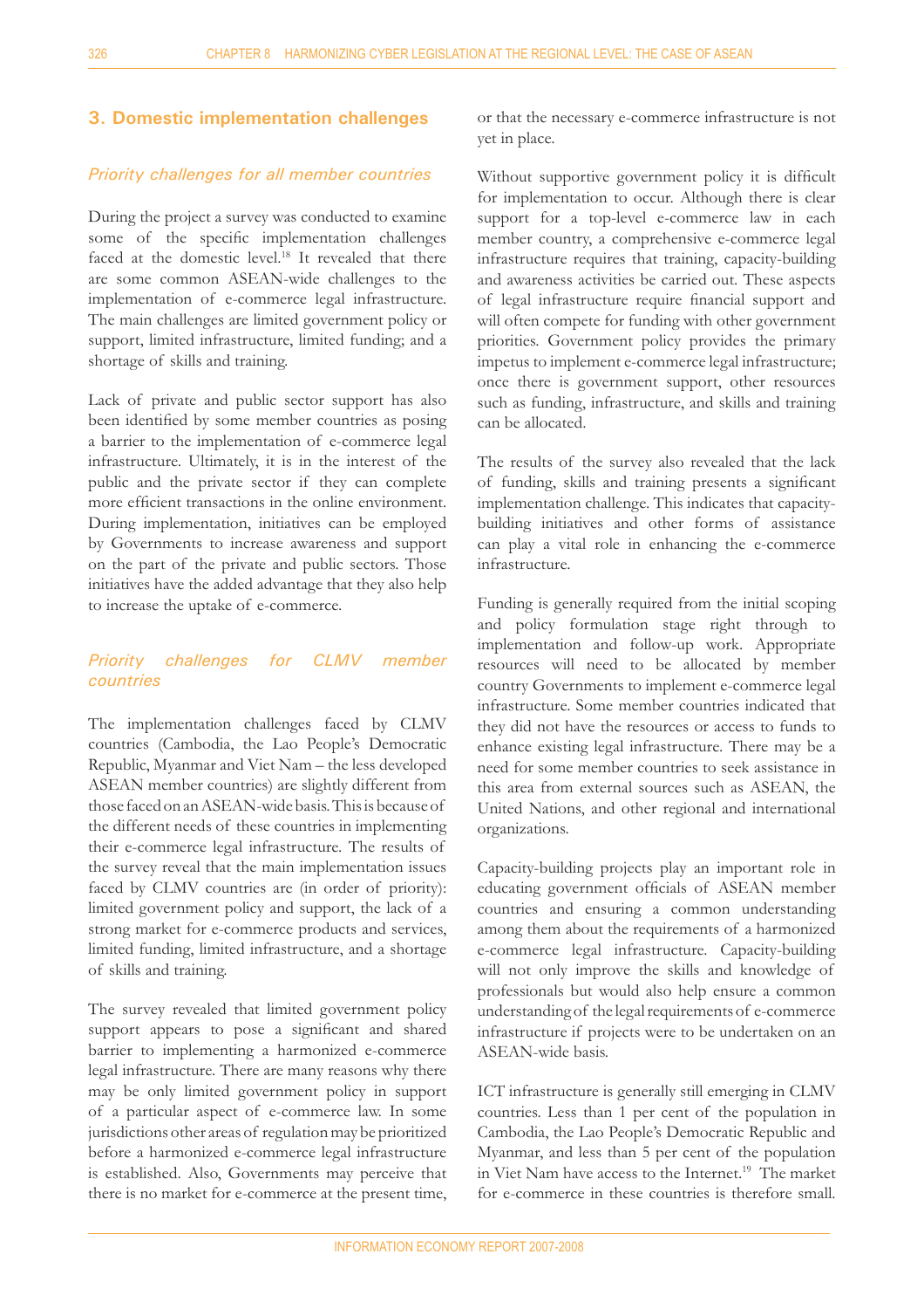## 3. Domestic implementation challenges

### *Priority challenges for all member countries*

During the project a survey was conducted to examine some of the specific implementation challenges faced at the domestic level.[18] It revealed that there are some common ASEAN-wide challenges to the implementation of e-commerce legal infrastructure. The main challenges are limited government policy or support, limited infrastructure, limited funding; and a shortage of skills and training.

Lack of private and public sector support has also been identified by some member countries as posing a barrier to the implementation of e-commerce legal infrastructure. Ultimately, it is in the interest of the public and the private sector if they can complete more efficient transactions in the online environment. During implementation, initiatives can be employed by Governments to increase awareness and support on the part of the private and public sectors. Those initiatives have the added advantage that they also help to increase the uptake of e-commerce.

### *Priority challenges for CLMV member countries*

The implementation challenges faced by CLMV countries (Cambodia, the Lao People's Democratic Republic, Myanmar and Viet Nam – the less developed ASEAN member countries) are slightly different from those faced on an ASEAN-wide basis. This is because of the different needs of these countries in implementing their e-commerce legal infrastructure. The results of the survey reveal that the main implementation issues faced by CLMV countries are (in order of priority): limited government policy and support, the lack of a strong market for e-commerce products and services, limited funding, limited infrastructure, and a shortage of skills and training.

The survey revealed that limited government policy support appears to pose a significant and shared barrier to implementing a harmonized e-commerce legal infrastructure. There are many reasons why there may be only limited government policy in support of a particular aspect of e-commerce law. In some jurisdictions other areas of regulation may be prioritized before a harmonized e-commerce legal infrastructure is established. Also, Governments may perceive that there is no market for e-commerce at the present time, or that the necessary e-commerce infrastructure is not yet in place.

Without supportive government policy it is difficult for implementation to occur. Although there is clear support for a top-level e-commerce law in each member country, a comprehensive e-commerce legal infrastructure requires that training, capacity-building and awareness activities be carried out. These aspects of legal infrastructure require financial support and will often compete for funding with other government priorities. Government policy provides the primary impetus to implement e-commerce legal infrastructure; once there is government support, other resources such as funding, infrastructure, and skills and training can be allocated.

The results of the survey also revealed that the lack of funding, skills and training presents a significant implementation challenge. This indicates that capacity-building initiatives and other forms of assistance can play a vital role in enhancing the e-commerce infrastructure.

Funding is generally required from the initial scoping and policy formulation stage right through to implementation and follow-up work. Appropriate resources will need to be allocated by member country Governments to implement e-commerce legal infrastructure. Some member countries indicated that they did not have the resources or access to funds to enhance existing legal infrastructure. There may be a need for some member countries to seek assistance in this area from external sources such as ASEAN, the United Nations, and other regional and international organizations.

Capacity-building projects play an important role in educating government officials of ASEAN member countries and ensuring a common understanding among them about the requirements of a harmonized e-commerce legal infrastructure. Capacity-building will not only improve the skills and knowledge of professionals but would also help ensure a common understanding of the legal requirements of e-commerce infrastructure if projects were to be undertaken on an ASEAN-wide basis.

ICT infrastructure is generally still emerging in CLMV countries. Less than 1 per cent of the population in Cambodia, the Lao People's Democratic Republic and Myanmar, and less than 5 per cent of the population in Viet Nam have access to the Internet.[19] The market for e-commerce in these countries is therefore small.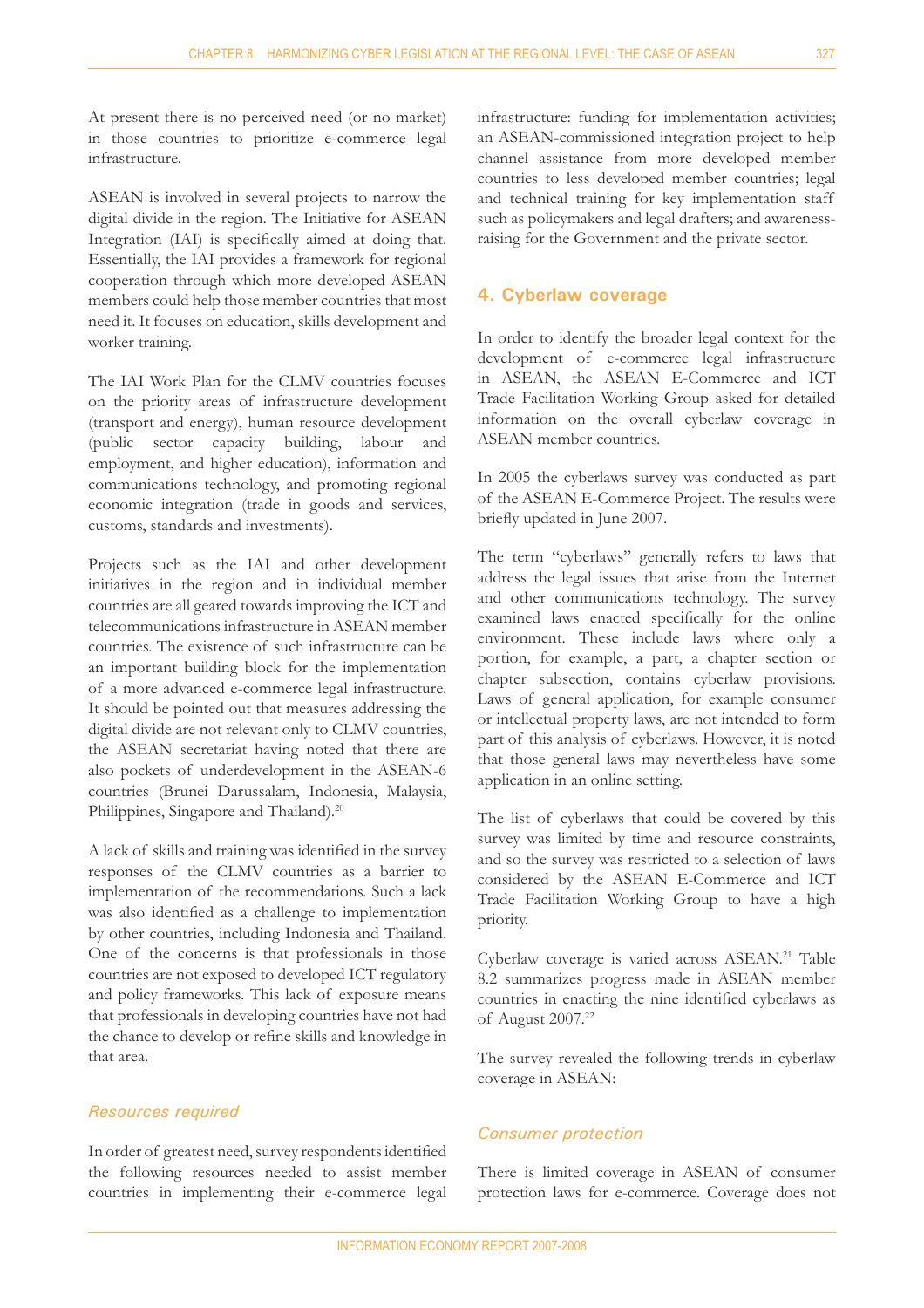At present there is no perceived need (or no market) in those countries to prioritize e-commerce legal infrastructure.

ASEAN is involved in several projects to narrow the digital divide in the region. The Initiative for ASEAN Integration (IAI) is specifically aimed at doing that. Essentially, the IAI provides a framework for regional cooperation through which more developed ASEAN members could help those member countries that most need it. It focuses on education, skills development and worker training.

The IAI Work Plan for the CLMV countries focuses on the priority areas of infrastructure development (transport and energy), human resource development (public sector capacity building, labour and employment, and higher education), information and communications technology, and promoting regional economic integration (trade in goods and services, customs, standards and investments).

Projects such as the IAI and other development initiatives in the region and in individual member countries are all geared towards improving the ICT and telecommunications infrastructure in ASEAN member countries. The existence of such infrastructure can be an important building block for the implementation of a more advanced e-commerce legal infrastructure. It should be pointed out that measures addressing the digital divide are not relevant only to CLMV countries, the ASEAN secretariat having noted that there are also pockets of underdevelopment in the ASEAN-6 countries (Brunei Darussalam, Indonesia, Malaysia, Philippines, Singapore and Thailand).[20]

A lack of skills and training was identified in the survey responses of the CLMV countries as a barrier to implementation of the recommendations. Such a lack was also identified as a challenge to implementation by other countries, including Indonesia and Thailand. One of the concerns is that professionals in those countries are not exposed to developed ICT regulatory and policy frameworks. This lack of exposure means that professionals in developing countries have not had the chance to develop or refine skills and knowledge in that area.

### *Resources required*

In order of greatest need, survey respondents identified the following resources needed to assist member countries in implementing their e-commerce legal infrastructure: funding for implementation activities; an ASEAN-commissioned integration project to help channel assistance from more developed member countries to less developed member countries; legal and technical training for key implementation staff such as policymakers and legal drafters; and awareness-raising for the Government and the private sector.

## 4. Cyberlaw coverage

In order to identify the broader legal context for the development of e-commerce legal infrastructure in ASEAN, the ASEAN E-Commerce and ICT Trade Facilitation Working Group asked for detailed information on the overall cyberlaw coverage in ASEAN member countries.

In 2005 the cyberlaws survey was conducted as part of the ASEAN E-Commerce Project. The results were briefly updated in June 2007.

The term "cyberlaws" generally refers to laws that address the legal issues that arise from the Internet and other communications technology. The survey examined laws enacted specifically for the online environment. These include laws where only a portion, for example, a part, a chapter section or chapter subsection, contains cyberlaw provisions. Laws of general application, for example consumer or intellectual property laws, are not intended to form part of this analysis of cyberlaws. However, it is noted that those general laws may nevertheless have some application in an online setting.

The list of cyberlaws that could be covered by this survey was limited by time and resource constraints, and so the survey was restricted to a selection of laws considered by the ASEAN E-Commerce and ICT Trade Facilitation Working Group to have a high priority.

Cyberlaw coverage is varied across ASEAN.[21] Table 8.2 summarizes progress made in ASEAN member countries in enacting the nine identified cyberlaws as of August 2007.[22]

The survey revealed the following trends in cyberlaw coverage in ASEAN:

### *Consumer protection*

There is limited coverage in ASEAN of consumer protection laws for e-commerce. Coverage does not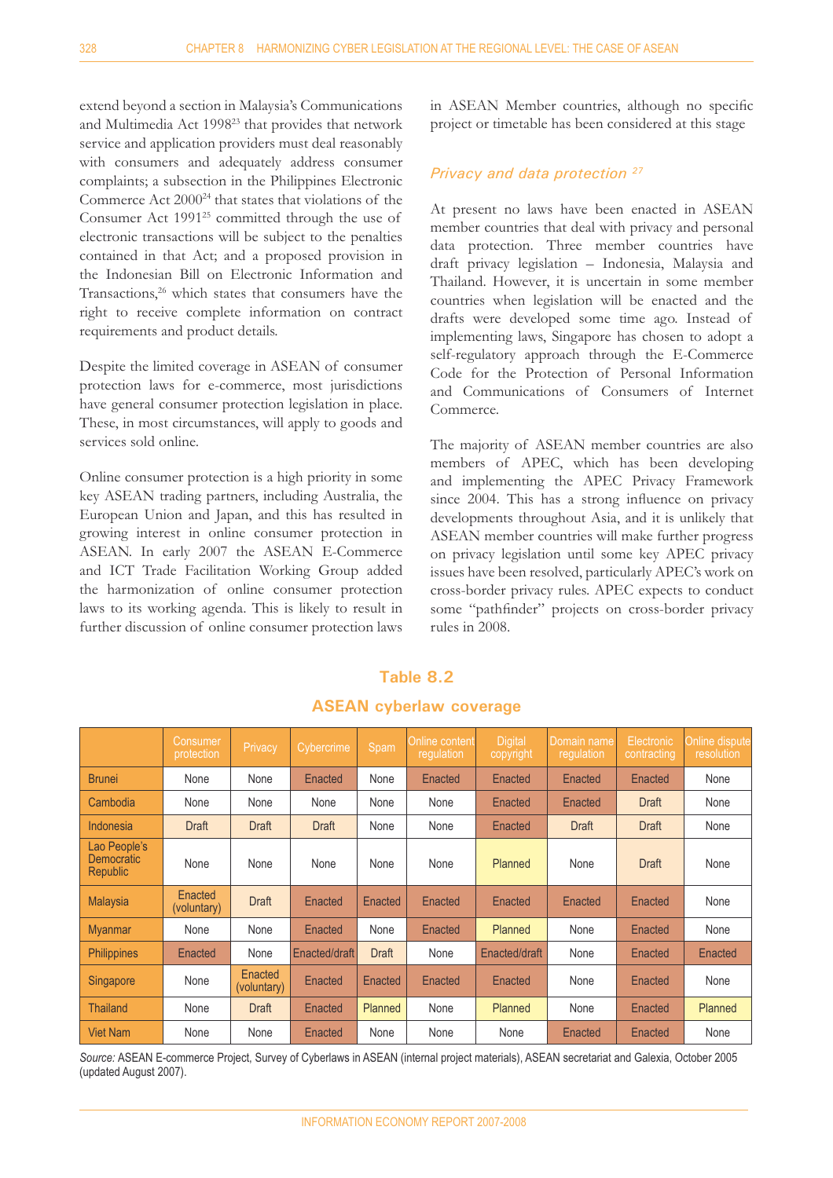extend beyond a section in Malaysia's Communications and Multimedia Act 1998[23] that provides that network service and application providers must deal reasonably with consumers and adequately address consumer complaints; a subsection in the Philippines Electronic Commerce Act 2000[24] that states that violations of the Consumer Act 1991[25] committed through the use of electronic transactions will be subject to the penalties contained in that Act; and a proposed provision in the Indonesian Bill on Electronic Information and Transactions,[26] which states that consumers have the right to receive complete information on contract requirements and product details.

Despite the limited coverage in ASEAN of consumer protection laws for e-commerce, most jurisdictions have general consumer protection legislation in place. These, in most circumstances, will apply to goods and services sold online.

Online consumer protection is a high priority in some key ASEAN trading partners, including Australia, the European Union and Japan, and this has resulted in growing interest in online consumer protection in ASEAN. In early 2007 the ASEAN E-Commerce and ICT Trade Facilitation Working Group added the harmonization of online consumer protection laws to its working agenda. This is likely to result in further discussion of online consumer protection laws in ASEAN Member countries, although no specific project or timetable has been considered at this stage

### *Privacy and data protection* [27]

At present no laws have been enacted in ASEAN member countries that deal with privacy and personal data protection. Three member countries have draft privacy legislation – Indonesia, Malaysia and Thailand. However, it is uncertain in some member countries when legislation will be enacted and the drafts were developed some time ago. Instead of implementing laws, Singapore has chosen to adopt a self-regulatory approach through the E-Commerce Code for the Protection of Personal Information and Communications of Consumers of Internet Commerce.

The majority of ASEAN member countries are also members of APEC, which has been developing and implementing the APEC Privacy Framework since 2004. This has a strong influence on privacy developments throughout Asia, and it is unlikely that ASEAN member countries will make further progress on privacy legislation until some key APEC privacy issues have been resolved, particularly APEC's work on cross-border privacy rules. APEC expects to conduct some "pathfinder" projects on cross-border privacy rules in 2008.

**Table 8.2**

**ASEAN cyberlaw coverage**

| | Consumer protection | Privacy | Cybercrime | Spam | Online content regulation | Digital copyright | Domain name regulation | Electronic contracting | Online dispute resolution |
|---|---|---|---|---|---|---|---|---|---|
| Brunei | None | None | Enacted | None | Enacted | Enacted | Enacted | Enacted | None |
| Cambodia | None | None | None | None | None | Enacted | Enacted | Draft | None |
| Indonesia | Draft | Draft | Draft | None | None | Enacted | Draft | Draft | None |
| Lao People's Democratic Republic | None | None | None | None | None | Planned | None | Draft | None |
| Malaysia | Enacted (voluntary) | Draft | Enacted | Enacted | Enacted | Enacted | Enacted | Enacted | None |
| Myanmar | None | None | Enacted | None | Enacted | Planned | None | Enacted | None |
| Philippines | Enacted | None | Enacted/draft | Draft | None | Enacted/draft | None | Enacted | Enacted |
| Singapore | None | Enacted (voluntary) | Enacted | Enacted | Enacted | Enacted | None | Enacted | None |
| Thailand | None | Draft | Enacted | Planned | None | Planned | None | Enacted | Planned |
| Viet Nam | None | None | Enacted | None | None | None | Enacted | Enacted | None |

*Source:* ASEAN E-commerce Project, Survey of Cyberlaws in ASEAN (internal project materials), ASEAN secretariat and Galexia, October 2005 (updated August 2007).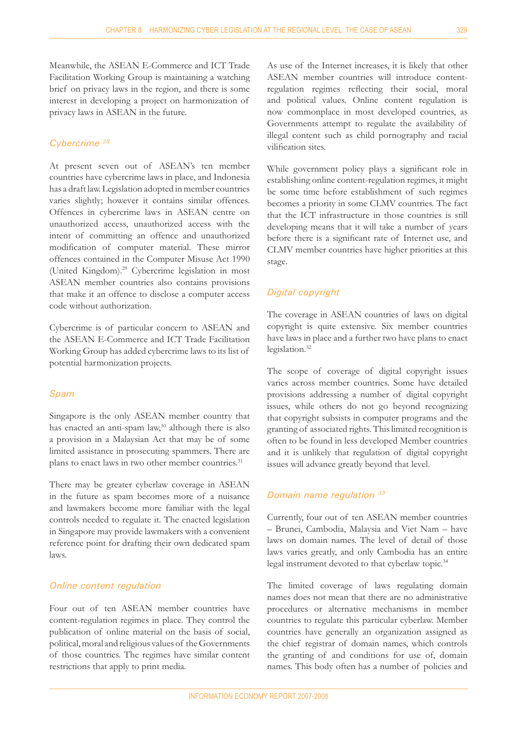Meanwhile, the ASEAN E-Commerce and ICT Trade Facilitation Working Group is maintaining a watching brief on privacy laws in the region, and there is some interest in developing a project on harmonization of privacy laws in ASEAN in the future.

### *Cybercrime* [28]

At present seven out of ASEAN's ten member countries have cybercrime laws in place, and Indonesia has a draft law. Legislation adopted in member countries varies slightly; however it contains similar offences. Offences in cybercrime laws in ASEAN centre on unauthorized access, unauthorized access with the intent of committing an offence and unauthorized modification of computer material. These mirror offences contained in the Computer Misuse Act 1990 (United Kingdom).[29] Cybercrime legislation in most ASEAN member countries also contains provisions that make it an offence to disclose a computer access code without authorization.

Cybercrime is of particular concern to ASEAN and the ASEAN E-Commerce and ICT Trade Facilitation Working Group has added cybercrime laws to its list of potential harmonization projects.

### *Spam*

Singapore is the only ASEAN member country that has enacted an anti-spam law,[30] although there is also a provision in a Malaysian Act that may be of some limited assistance in prosecuting spammers. There are plans to enact laws in two other member countries.[31]

There may be greater cyberlaw coverage in ASEAN in the future as spam becomes more of a nuisance and lawmakers become more familiar with the legal controls needed to regulate it. The enacted legislation in Singapore may provide lawmakers with a convenient reference point for drafting their own dedicated spam laws.

### *Online content regulation*

Four out of ten ASEAN member countries have content-regulation regimes in place. They control the publication of online material on the basis of social, political, moral and religious values of the Governments of those countries. The regimes have similar content restrictions that apply to print media.

As use of the Internet increases, it is likely that other ASEAN member countries will introduce content-regulation regimes reflecting their social, moral and political values. Online content regulation is now commonplace in most developed countries, as Governments attempt to regulate the availability of illegal content such as child pornography and racial vilification sites.

While government policy plays a significant role in establishing online content-regulation regimes, it might be some time before establishment of such regimes becomes a priority in some CLMV countries. The fact that the ICT infrastructure in those countries is still developing means that it will take a number of years before there is a significant rate of Internet use, and CLMV member countries have higher priorities at this stage.

### *Digital copyright*

The coverage in ASEAN countries of laws on digital copyright is quite extensive. Six member countries have laws in place and a further two have plans to enact legislation.[32]

The scope of coverage of digital copyright issues varies across member countries. Some have detailed provisions addressing a number of digital copyright issues, while others do not go beyond recognizing that copyright subsists in computer programs and the granting of associated rights. This limited recognition is often to be found in less developed Member countries and it is unlikely that regulation of digital copyright issues will advance greatly beyond that level.

### *Domain name regulation* [33]

Currently, four out of ten ASEAN member countries – Brunei, Cambodia, Malaysia and Viet Nam – have laws on domain names. The level of detail of those laws varies greatly, and only Cambodia has an entire legal instrument devoted to that cyberlaw topic.[34]

The limited coverage of laws regulating domain names does not mean that there are no administrative procedures or alternative mechanisms in member countries to regulate this particular cyberlaw. Member countries have generally an organization assigned as the chief registrar of domain names, which controls the granting of and conditions for use of, domain names. This body often has a number of policies and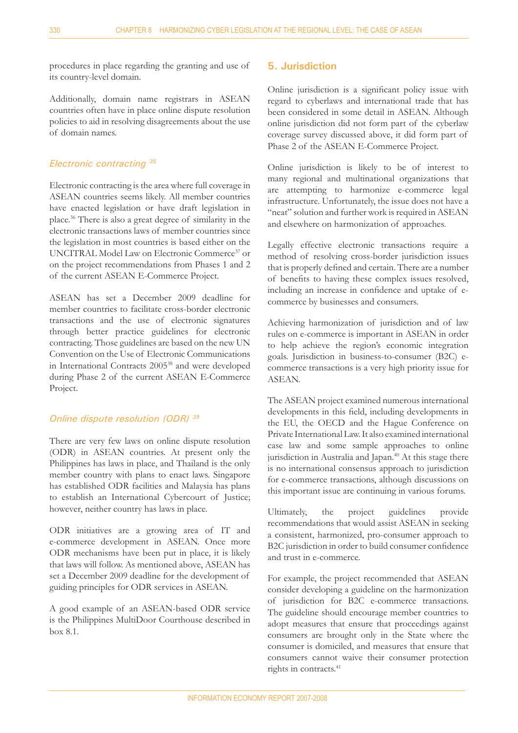procedures in place regarding the granting and use of its country-level domain.

Additionally, domain name registrars in ASEAN countries often have in place online dispute resolution policies to aid in resolving disagreements about the use of domain names.

### *Electronic contracting* [35]

Electronic contracting is the area where full coverage in ASEAN countries seems likely. All member countries have enacted legislation or have draft legislation in place.[36] There is also a great degree of similarity in the electronic transactions laws of member countries since the legislation in most countries is based either on the UNCITRAL Model Law on Electronic Commerce[37] or on the project recommendations from Phases 1 and 2 of the current ASEAN E-Commerce Project.

ASEAN has set a December 2009 deadline for member countries to facilitate cross-border electronic transactions and the use of electronic signatures through better practice guidelines for electronic contracting. Those guidelines are based on the new UN Convention on the Use of Electronic Communications in International Contracts 2005[38] and were developed during Phase 2 of the current ASEAN E-Commerce Project.

### *Online dispute resolution (ODR)* [39]

There are very few laws on online dispute resolution (ODR) in ASEAN countries. At present only the Philippines has laws in place, and Thailand is the only member country with plans to enact laws. Singapore has established ODR facilities and Malaysia has plans to establish an International Cybercourt of Justice; however, neither country has laws in place.

ODR initiatives are a growing area of IT and e-commerce development in ASEAN. Once more ODR mechanisms have been put in place, it is likely that laws will follow. As mentioned above, ASEAN has set a December 2009 deadline for the development of guiding principles for ODR services in ASEAN.

A good example of an ASEAN-based ODR service is the Philippines MultiDoor Courthouse described in box 8.1.

## 5. Jurisdiction

Online jurisdiction is a significant policy issue with regard to cyberlaws and international trade that has been considered in some detail in ASEAN. Although online jurisdiction did not form part of the cyberlaw coverage survey discussed above, it did form part of Phase 2 of the ASEAN E-Commerce Project.

Online jurisdiction is likely to be of interest to many regional and multinational organizations that are attempting to harmonize e-commerce legal infrastructure. Unfortunately, the issue does not have a "neat" solution and further work is required in ASEAN and elsewhere on harmonization of approaches.

Legally effective electronic transactions require a method of resolving cross-border jurisdiction issues that is properly defined and certain. There are a number of benefits to having these complex issues resolved, including an increase in confidence and uptake of e-commerce by businesses and consumers.

Achieving harmonization of jurisdiction and of law rules on e-commerce is important in ASEAN in order to help achieve the region's economic integration goals. Jurisdiction in business-to-consumer (B2C) e-commerce transactions is a very high priority issue for ASEAN.

The ASEAN project examined numerous international developments in this field, including developments in the EU, the OECD and the Hague Conference on Private International Law. It also examined international case law and some sample approaches to online jurisdiction in Australia and Japan.[40] At this stage there is no international consensus approach to jurisdiction for e-commerce transactions, although discussions on this important issue are continuing in various forums.

Ultimately, the project guidelines provide recommendations that would assist ASEAN in seeking a consistent, harmonized, pro-consumer approach to B2C jurisdiction in order to build consumer confidence and trust in e-commerce.

For example, the project recommended that ASEAN consider developing a guideline on the harmonization of jurisdiction for B2C e-commerce transactions. The guideline should encourage member countries to adopt measures that ensure that proceedings against consumers are brought only in the State where the consumer is domiciled, and measures that ensure that consumers cannot waive their consumer protection rights in contracts.[41]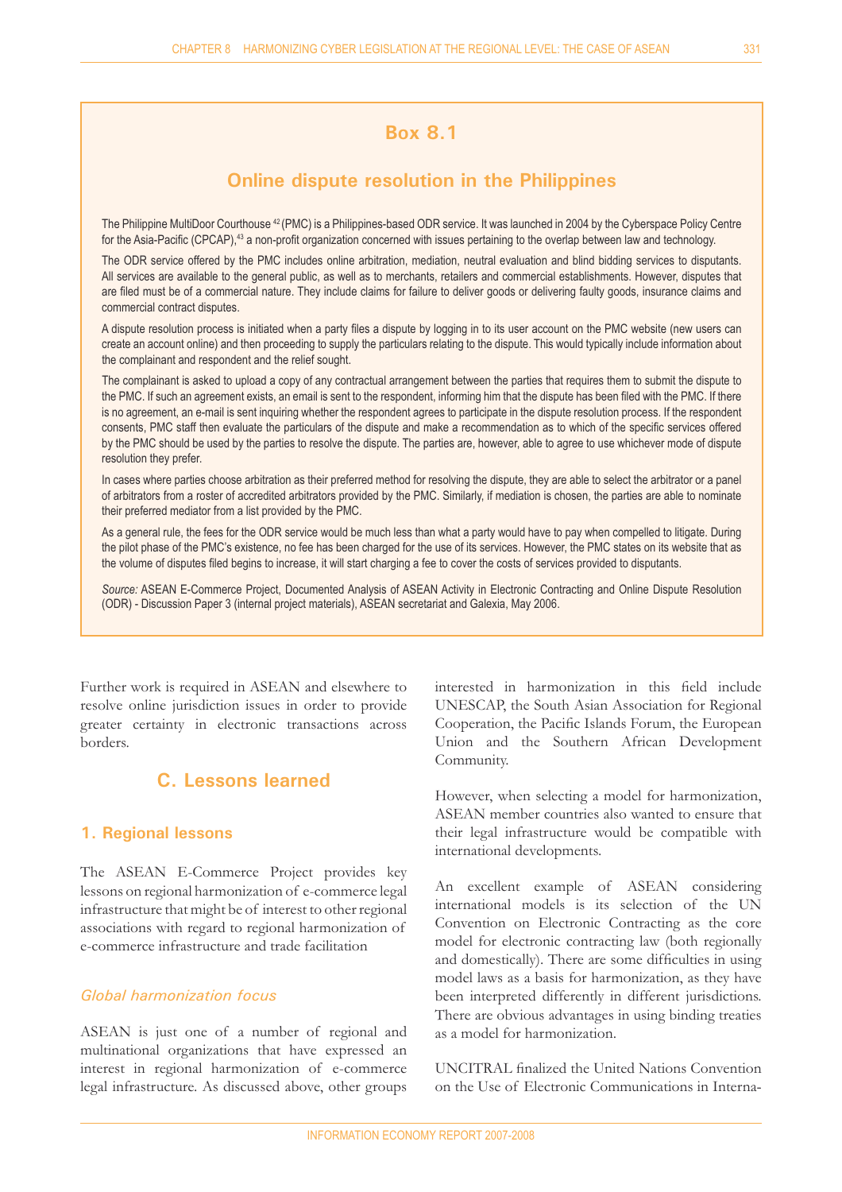## Box 8.1

### Online dispute resolution in the Philippines

The Philippine MultiDoor Courthouse [42] (PMC) is a Philippines-based ODR service. It was launched in 2004 by the Cyberspace Policy Centre for the Asia-Pacific (CPCAP),[43] a non-profit organization concerned with issues pertaining to the overlap between law and technology.

The ODR service offered by the PMC includes online arbitration, mediation, neutral evaluation and blind bidding services to disputants. All services are available to the general public, as well as to merchants, retailers and commercial establishments. However, disputes that are filed must be of a commercial nature. They include claims for failure to deliver goods or delivering faulty goods, insurance claims and commercial contract disputes.

A dispute resolution process is initiated when a party files a dispute by logging in to its user account on the PMC website (new users can create an account online) and then proceeding to supply the particulars relating to the dispute. This would typically include information about the complainant and respondent and the relief sought.

The complainant is asked to upload a copy of any contractual arrangement between the parties that requires them to submit the dispute to the PMC. If such an agreement exists, an email is sent to the respondent, informing him that the dispute has been filed with the PMC. If there is no agreement, an e-mail is sent inquiring whether the respondent agrees to participate in the dispute resolution process. If the respondent consents, PMC staff then evaluate the particulars of the dispute and make a recommendation as to which of the specific services offered by the PMC should be used by the parties to resolve the dispute. The parties are, however, able to agree to use whichever mode of dispute resolution they prefer.

In cases where parties choose arbitration as their preferred method for resolving the dispute, they are able to select the arbitrator or a panel of arbitrators from a roster of accredited arbitrators provided by the PMC. Similarly, if mediation is chosen, the parties are able to nominate their preferred mediator from a list provided by the PMC.

As a general rule, the fees for the ODR service would be much less than what a party would have to pay when compelled to litigate. During the pilot phase of the PMC's existence, no fee has been charged for the use of its services. However, the PMC states on its website that as the volume of disputes filed begins to increase, it will start charging a fee to cover the costs of services provided to disputants.

*Source:* ASEAN E-Commerce Project, Documented Analysis of ASEAN Activity in Electronic Contracting and Online Dispute Resolution (ODR) - Discussion Paper 3 (internal project materials), ASEAN secretariat and Galexia, May 2006.

Further work is required in ASEAN and elsewhere to resolve online jurisdiction issues in order to provide greater certainty in electronic transactions across borders.

## C. Lessons learned

### 1. Regional lessons

The ASEAN E-Commerce Project provides key lessons on regional harmonization of e-commerce legal infrastructure that might be of interest to other regional associations with regard to regional harmonization of e-commerce infrastructure and trade facilitation

#### *Global harmonization focus*

ASEAN is just one of a number of regional and multinational organizations that have expressed an interest in regional harmonization of e-commerce legal infrastructure. As discussed above, other groups interested in harmonization in this field include UNESCAP, the South Asian Association for Regional Cooperation, the Pacific Islands Forum, the European Union and the Southern African Development Community.

However, when selecting a model for harmonization, ASEAN member countries also wanted to ensure that their legal infrastructure would be compatible with international developments.

An excellent example of ASEAN considering international models is its selection of the UN Convention on Electronic Contracting as the core model for electronic contracting law (both regionally and domestically). There are some difficulties in using model laws as a basis for harmonization, as they have been interpreted differently in different jurisdictions. There are obvious advantages in using binding treaties as a model for harmonization.

UNCITRAL finalized the United Nations Convention on the Use of Electronic Communications in Interna-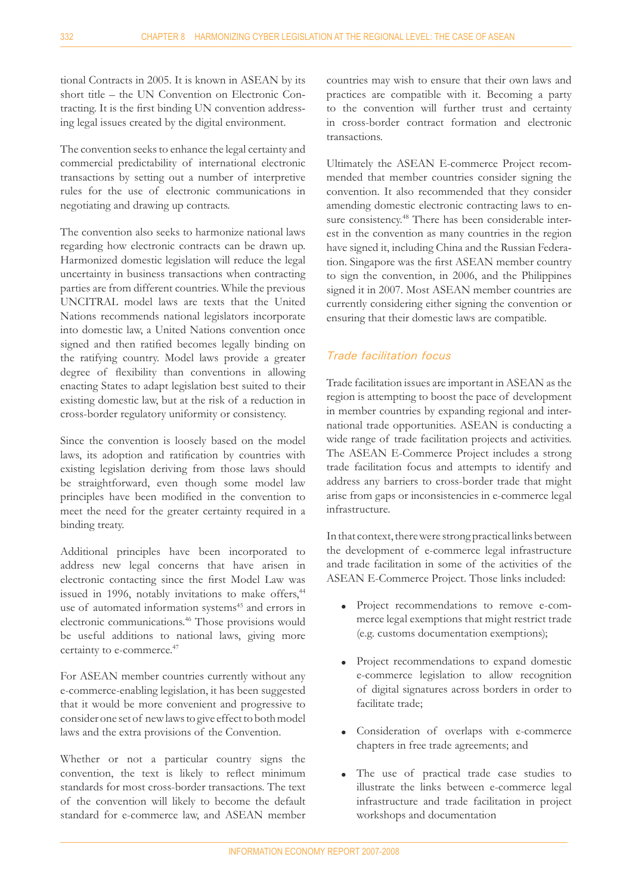tional Contracts in 2005. It is known in ASEAN by its short title – the UN Convention on Electronic Contracting. It is the first binding UN convention addressing legal issues created by the digital environment.

The convention seeks to enhance the legal certainty and commercial predictability of international electronic transactions by setting out a number of interpretive rules for the use of electronic communications in negotiating and drawing up contracts.

The convention also seeks to harmonize national laws regarding how electronic contracts can be drawn up. Harmonized domestic legislation will reduce the legal uncertainty in business transactions when contracting parties are from different countries. While the previous UNCITRAL model laws are texts that the United Nations recommends national legislators incorporate into domestic law, a United Nations convention once signed and then ratified becomes legally binding on the ratifying country. Model laws provide a greater degree of flexibility than conventions in allowing enacting States to adapt legislation best suited to their existing domestic law, but at the risk of a reduction in cross-border regulatory uniformity or consistency.

Since the convention is loosely based on the model laws, its adoption and ratification by countries with existing legislation deriving from those laws should be straightforward, even though some model law principles have been modified in the convention to meet the need for the greater certainty required in a binding treaty.

Additional principles have been incorporated to address new legal concerns that have arisen in electronic contacting since the first Model Law was issued in 1996, notably invitations to make offers,[44] use of automated information systems[45] and errors in electronic communications.[46] Those provisions would be useful additions to national laws, giving more certainty to e-commerce.[47]

For ASEAN member countries currently without any e-commerce-enabling legislation, it has been suggested that it would be more convenient and progressive to consider one set of new laws to give effect to both model laws and the extra provisions of the Convention.

Whether or not a particular country signs the convention, the text is likely to reflect minimum standards for most cross-border transactions. The text of the convention will likely to become the default standard for e-commerce law, and ASEAN member countries may wish to ensure that their own laws and practices are compatible with it. Becoming a party to the convention will further trust and certainty in cross-border contract formation and electronic transactions.

Ultimately the ASEAN E-commerce Project recommended that member countries consider signing the convention. It also recommended that they consider amending domestic electronic contracting laws to ensure consistency.[48] There has been considerable interest in the convention as many countries in the region have signed it, including China and the Russian Federation. Singapore was the first ASEAN member country to sign the convention, in 2006, and the Philippines signed it in 2007. Most ASEAN member countries are currently considering either signing the convention or ensuring that their domestic laws are compatible.

### *Trade facilitation focus*

Trade facilitation issues are important in ASEAN as the region is attempting to boost the pace of development in member countries by expanding regional and international trade opportunities. ASEAN is conducting a wide range of trade facilitation projects and activities. The ASEAN E-Commerce Project includes a strong trade facilitation focus and attempts to identify and address any barriers to cross-border trade that might arise from gaps or inconsistencies in e-commerce legal infrastructure.

In that context, there were strong practical links between the development of e-commerce legal infrastructure and trade facilitation in some of the activities of the ASEAN E-Commerce Project. Those links included:

- Project recommendations to remove e-commerce legal exemptions that might restrict trade (e.g. customs documentation exemptions);
- Project recommendations to expand domestic e-commerce legislation to allow recognition of digital signatures across borders in order to facilitate trade;
- Consideration of overlaps with e-commerce chapters in free trade agreements; and
- The use of practical trade case studies to illustrate the links between e-commerce legal infrastructure and trade facilitation in project workshops and documentation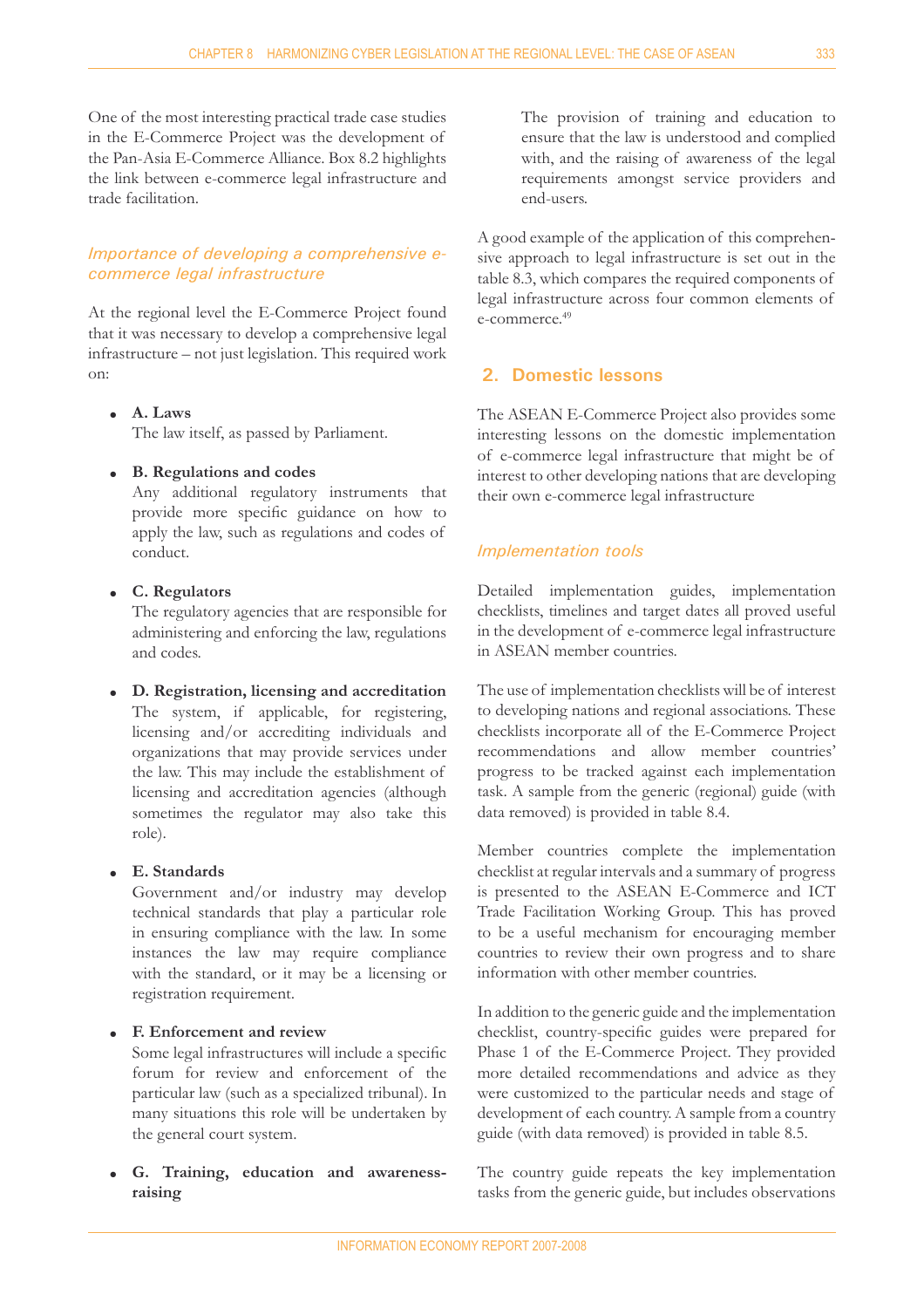One of the most interesting practical trade case studies in the E-Commerce Project was the development of the Pan-Asia E-Commerce Alliance. Box 8.2 highlights the link between e-commerce legal infrastructure and trade facilitation.

### Importance of developing a comprehensive e-commerce legal infrastructure

At the regional level the E-Commerce Project found that it was necessary to develop a comprehensive legal infrastructure – not just legislation. This required work on:

- **A. Laws**
  The law itself, as passed by Parliament.

- **B. Regulations and codes**
  Any additional regulatory instruments that provide more specific guidance on how to apply the law, such as regulations and codes of conduct.

- **C. Regulators**
  The regulatory agencies that are responsible for administering and enforcing the law, regulations and codes.

- **D. Registration, licensing and accreditation**
  The system, if applicable, for registering, licensing and/or accrediting individuals and organizations that may provide services under the law. This may include the establishment of licensing and accreditation agencies (although sometimes the regulator may also take this role).

- **E. Standards**
  Government and/or industry may develop technical standards that play a particular role in ensuring compliance with the law. In some instances the law may require compliance with the standard, or it may be a licensing or registration requirement.

- **F. Enforcement and review**
  Some legal infrastructures will include a specific forum for review and enforcement of the particular law (such as a specialized tribunal). In many situations this role will be undertaken by the general court system.

- **G. Training, education and awareness-raising**
  The provision of training and education to ensure that the law is understood and complied with, and the raising of awareness of the legal requirements amongst service providers and end-users.

A good example of the application of this comprehensive approach to legal infrastructure is set out in the table 8.3, which compares the required components of legal infrastructure across four common elements of e-commerce.[49]

## 2. Domestic lessons

The ASEAN E-Commerce Project also provides some interesting lessons on the domestic implementation of e-commerce legal infrastructure that might be of interest to other developing nations that are developing their own e-commerce legal infrastructure

### Implementation tools

Detailed implementation guides, implementation checklists, timelines and target dates all proved useful in the development of e-commerce legal infrastructure in ASEAN member countries.

The use of implementation checklists will be of interest to developing nations and regional associations. These checklists incorporate all of the E-Commerce Project recommendations and allow member countries' progress to be tracked against each implementation task. A sample from the generic (regional) guide (with data removed) is provided in table 8.4.

Member countries complete the implementation checklist at regular intervals and a summary of progress is presented to the ASEAN E-Commerce and ICT Trade Facilitation Working Group. This has proved to be a useful mechanism for encouraging member countries to review their own progress and to share information with other member countries.

In addition to the generic guide and the implementation checklist, country-specific guides were prepared for Phase 1 of the E-Commerce Project. They provided more detailed recommendations and advice as they were customized to the particular needs and stage of development of each country. A sample from a country guide (with data removed) is provided in table 8.5.

The country guide repeats the key implementation tasks from the generic guide, but includes observations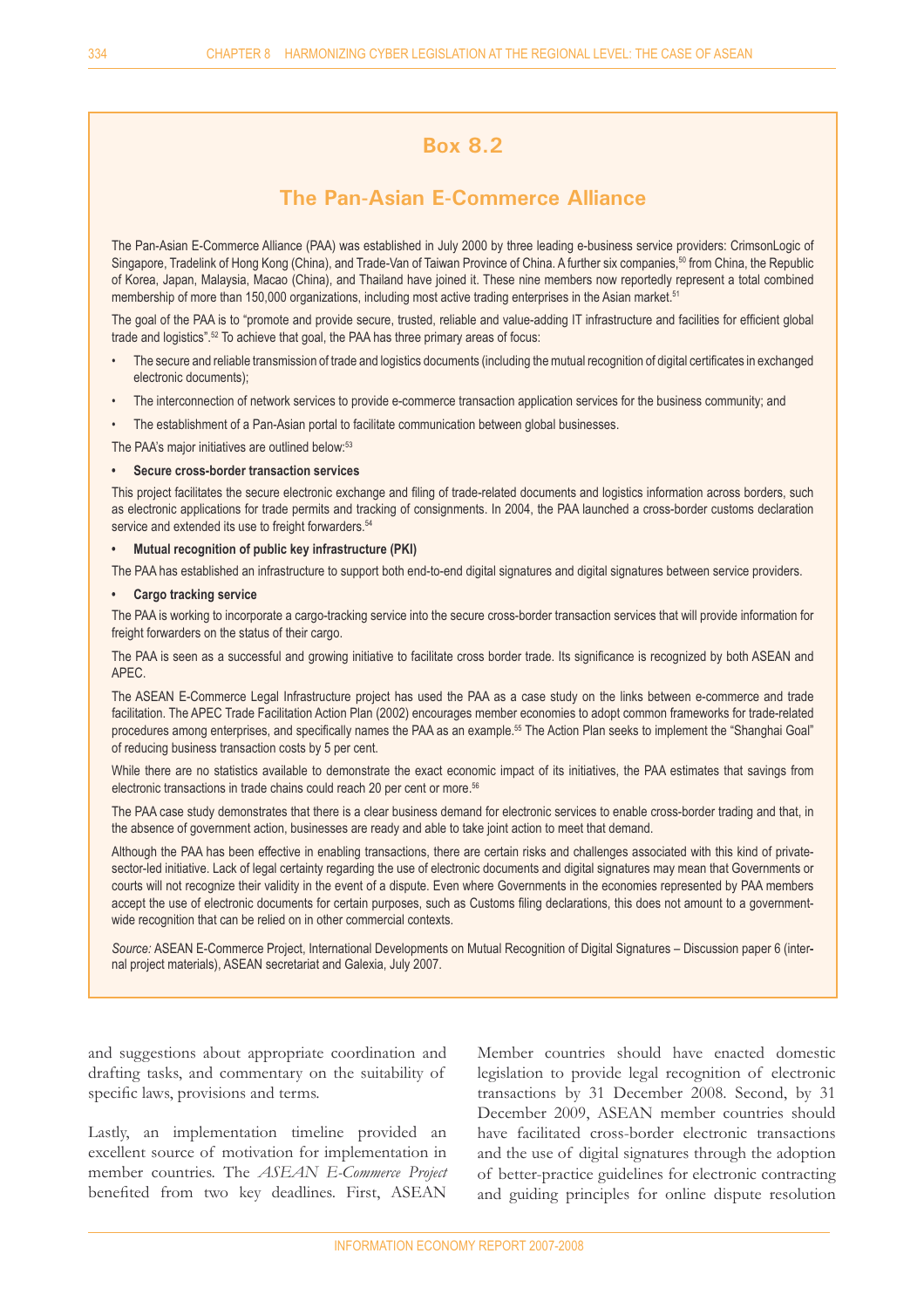## Box 8.2

## The Pan-Asian E-Commerce Alliance

The Pan-Asian E-Commerce Alliance (PAA) was established in July 2000 by three leading e-business service providers: CrimsonLogic of Singapore, Tradelink of Hong Kong (China), and Trade-Van of Taiwan Province of China. A further six companies,[50] from China, the Republic of Korea, Japan, Malaysia, Macao (China), and Thailand have joined it. These nine members now reportedly represent a total combined membership of more than 150,000 organizations, including most active trading enterprises in the Asian market.[51]

The goal of the PAA is to "promote and provide secure, trusted, reliable and value-adding IT infrastructure and facilities for efficient global trade and logistics".[52] To achieve that goal, the PAA has three primary areas of focus:

- The secure and reliable transmission of trade and logistics documents (including the mutual recognition of digital certificates in exchanged electronic documents);
- The interconnection of network services to provide e-commerce transaction application services for the business community; and
- The establishment of a Pan-Asian portal to facilitate communication between global businesses.

The PAA's major initiatives are outlined below:[53]

- **Secure cross-border transaction services**

This project facilitates the secure electronic exchange and filing of trade-related documents and logistics information across borders, such as electronic applications for trade permits and tracking of consignments. In 2004, the PAA launched a cross-border customs declaration service and extended its use to freight forwarders.[54]

- **Mutual recognition of public key infrastructure (PKI)**

The PAA has established an infrastructure to support both end-to-end digital signatures and digital signatures between service providers.

- **Cargo tracking service**

The PAA is working to incorporate a cargo-tracking service into the secure cross-border transaction services that will provide information for freight forwarders on the status of their cargo.

The PAA is seen as a successful and growing initiative to facilitate cross border trade. Its significance is recognized by both ASEAN and APEC.

The ASEAN E-Commerce Legal Infrastructure project has used the PAA as a case study on the links between e-commerce and trade facilitation. The APEC Trade Facilitation Action Plan (2002) encourages member economies to adopt common frameworks for trade-related procedures among enterprises, and specifically names the PAA as an example.[55] The Action Plan seeks to implement the "Shanghai Goal" of reducing business transaction costs by 5 per cent.

While there are no statistics available to demonstrate the exact economic impact of its initiatives, the PAA estimates that savings from electronic transactions in trade chains could reach 20 per cent or more.[56]

The PAA case study demonstrates that there is a clear business demand for electronic services to enable cross-border trading and that, in the absence of government action, businesses are ready and able to take joint action to meet that demand.

Although the PAA has been effective in enabling transactions, there are certain risks and challenges associated with this kind of private-sector-led initiative. Lack of legal certainty regarding the use of electronic documents and digital signatures may mean that Governments or courts will not recognize their validity in the event of a dispute. Even where Governments in the economies represented by PAA members accept the use of electronic documents for certain purposes, such as Customs filing declarations, this does not amount to a government-wide recognition that can be relied on in other commercial contexts.

*Source:* ASEAN E-Commerce Project, International Developments on Mutual Recognition of Digital Signatures – Discussion paper 6 (internal project materials), ASEAN secretariat and Galexia, July 2007.

and suggestions about appropriate coordination and drafting tasks, and commentary on the suitability of specific laws, provisions and terms.

Lastly, an implementation timeline provided an excellent source of motivation for implementation in member countries. The *ASEAN E-Commerce Project* benefited from two key deadlines. First, ASEAN Member countries should have enacted domestic legislation to provide legal recognition of electronic transactions by 31 December 2008. Second, by 31 December 2009, ASEAN member countries should have facilitated cross-border electronic transactions and the use of digital signatures through the adoption of better-practice guidelines for electronic contracting and guiding principles for online dispute resolution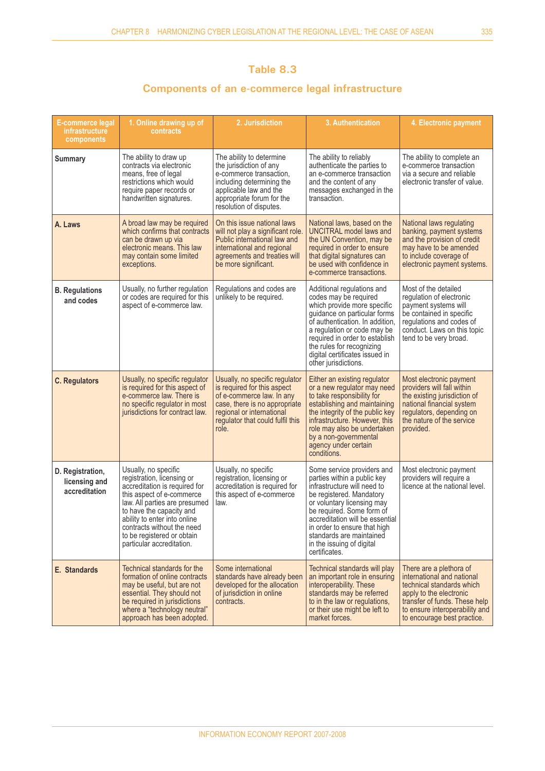## Table 8.3

### Components of an e-commerce legal infrastructure

| E-commerce legal infrastructure components | 1. Online drawing up of contracts | 2. Jurisdiction | 3. Authentication | 4. Electronic payment |
|---|---|---|---|---|
| **Summary** | The ability to draw up contracts via electronic means, free of legal restrictions which would require paper records or handwritten signatures. | The ability to determine the jurisdiction of any e-commerce transaction, including determining the applicable law and the appropriate forum for the resolution of disputes. | The ability to reliably authenticate the parties to an e-commerce transaction and the content of any messages exchanged in the transaction. | The ability to complete an e-commerce transaction via a secure and reliable electronic transfer of value. |
| **A. Laws** | A broad law may be required which confirms that contracts can be drawn up via electronic means. This law may contain some limited exceptions. | On this issue national laws will not play a significant role. Public international law and international and regional agreements and treaties will be more significant. | National laws, based on the UNCITRAL model laws and the UN Convention, may be required in order to ensure that digital signatures can be used with confidence in e-commerce transactions. | National laws regulating banking, payment systems and the provision of credit may have to be amended to include coverage of electronic payment systems. |
| **B. Regulations and codes** | Usually, no further regulation or codes are required for this aspect of e-commerce law. | Regulations and codes are unlikely to be required. | Additional regulations and codes may be required which provide more specific guidance on particular forms of authentication. In addition, a regulation or code may be required in order to establish the rules for recognizing digital certificates issued in other jurisdictions. | Most of the detailed regulation of electronic payment systems will be contained in specific regulations and codes of conduct. Laws on this topic tend to be very broad. |
| **C. Regulators** | Usually, no specific regulator is required for this aspect of e-commerce law. There is no specific regulator in most jurisdictions for contract law. | Usually, no specific regulator is required for this aspect of e-commerce law. In any case, there is no appropriate regional or international regulator that could fulfil this role. | Either an existing regulator or a new regulator may need to take responsibility for establishing and maintaining the integrity of the public key infrastructure. However, this role may also be undertaken by a non-governmental agency under certain conditions. | Most electronic payment providers will fall within the existing jurisdiction of national financial system regulators, depending on the nature of the service provided. |
| **D. Registration, licensing and accreditation** | Usually, no specific registration, licensing or accreditation is required for this aspect of e-commerce law. All parties are presumed to have the capacity and ability to enter into online contracts without the need to be registered or obtain particular accreditation. | Usually, no specific registration, licensing or accreditation is required for this aspect of e-commerce law. | Some service providers and parties within a public key infrastructure will need to be registered. Mandatory or voluntary licensing may be required. Some form of accreditation will be essential in order to ensure that high standards are maintained in the issuing of digital certificates. | Most electronic payment providers will require a licence at the national level. |
| **E. Standards** | Technical standards for the formation of online contracts may be useful, but are not essential. They should not be required in jurisdictions where a "technology neutral" approach has been adopted. | Some international standards have already been developed for the allocation of jurisdiction in online contracts. | Technical standards will play an important role in ensuring interoperability. These standards may be referred to in the law or regulations, or their use might be left to market forces. | There are a plethora of international and national technical standards which apply to the electronic transfer of funds. These help to encourage interoperability and to encourage best practice. |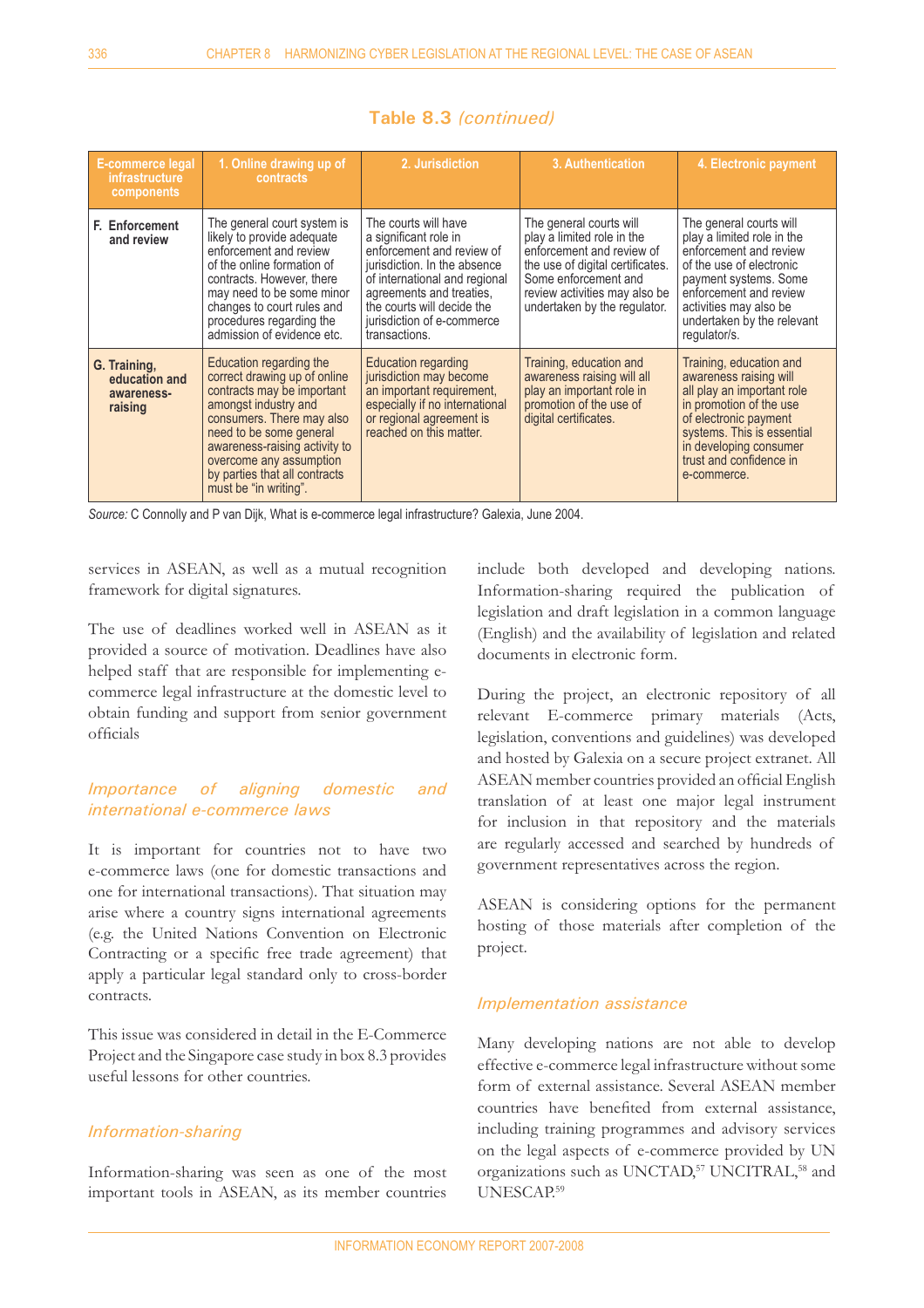**Table 8.3** *(continued)*

| E-commerce legal infrastructure components | 1. Online drawing up of contracts | 2. Jurisdiction | 3. Authentication | 4. Electronic payment |
|---|---|---|---|---|
| F. Enforcement and review | The general court system is likely to provide adequate enforcement and review of the online formation of contracts. However, there may need to be some minor changes to court rules and procedures regarding the admission of evidence etc. | The courts will have a significant role in enforcement and review of jurisdiction. In the absence of international and regional agreements and treaties, the courts will decide the jurisdiction of e-commerce transactions. | The general courts will play a limited role in the enforcement and review of the use of digital certificates. Some enforcement and review activities may also be undertaken by the regulator. | The general courts will play a limited role in the enforcement and review of the use of electronic payment systems. Some enforcement and review activities may also be undertaken by the relevant regulator/s. |
| G. Training, education and awareness-raising | Education regarding the correct drawing up of online contracts may be important amongst industry and consumers. There may also need to be some general awareness-raising activity to overcome any assumption by parties that all contracts must be "in writing". | Education regarding jurisdiction may become an important requirement, especially if no international or regional agreement is reached on this matter. | Training, education and awareness raising will all play an important role in promotion of the use of digital certificates. | Training, education and awareness raising will all play an important role in promotion of the use of electronic payment systems. This is essential in developing consumer trust and confidence in e-commerce. |

*Source:* C Connolly and P van Dijk, What is e-commerce legal infrastructure? Galexia, June 2004.

services in ASEAN, as well as a mutual recognition framework for digital signatures.

The use of deadlines worked well in ASEAN as it provided a source of motivation. Deadlines have also helped staff that are responsible for implementing e-commerce legal infrastructure at the domestic level to obtain funding and support from senior government officials

### *Importance of aligning domestic and international e-commerce laws*

It is important for countries not to have two e-commerce laws (one for domestic transactions and one for international transactions). That situation may arise where a country signs international agreements (e.g. the United Nations Convention on Electronic Contracting or a specific free trade agreement) that apply a particular legal standard only to cross-border contracts.

This issue was considered in detail in the E-Commerce Project and the Singapore case study in box 8.3 provides useful lessons for other countries.

### *Information-sharing*

Information-sharing was seen as one of the most important tools in ASEAN, as its member countries include both developed and developing nations. Information-sharing required the publication of legislation and draft legislation in a common language (English) and the availability of legislation and related documents in electronic form.

During the project, an electronic repository of all relevant E-commerce primary materials (Acts, legislation, conventions and guidelines) was developed and hosted by Galexia on a secure project extranet. All ASEAN member countries provided an official English translation of at least one major legal instrument for inclusion in that repository and the materials are regularly accessed and searched by hundreds of government representatives across the region.

ASEAN is considering options for the permanent hosting of those materials after completion of the project.

### *Implementation assistance*

Many developing nations are not able to develop effective e-commerce legal infrastructure without some form of external assistance. Several ASEAN member countries have benefited from external assistance, including training programmes and advisory services on the legal aspects of e-commerce provided by UN organizations such as UNCTAD,[57] UNCITRAL,[58] and UNESCAP.[59]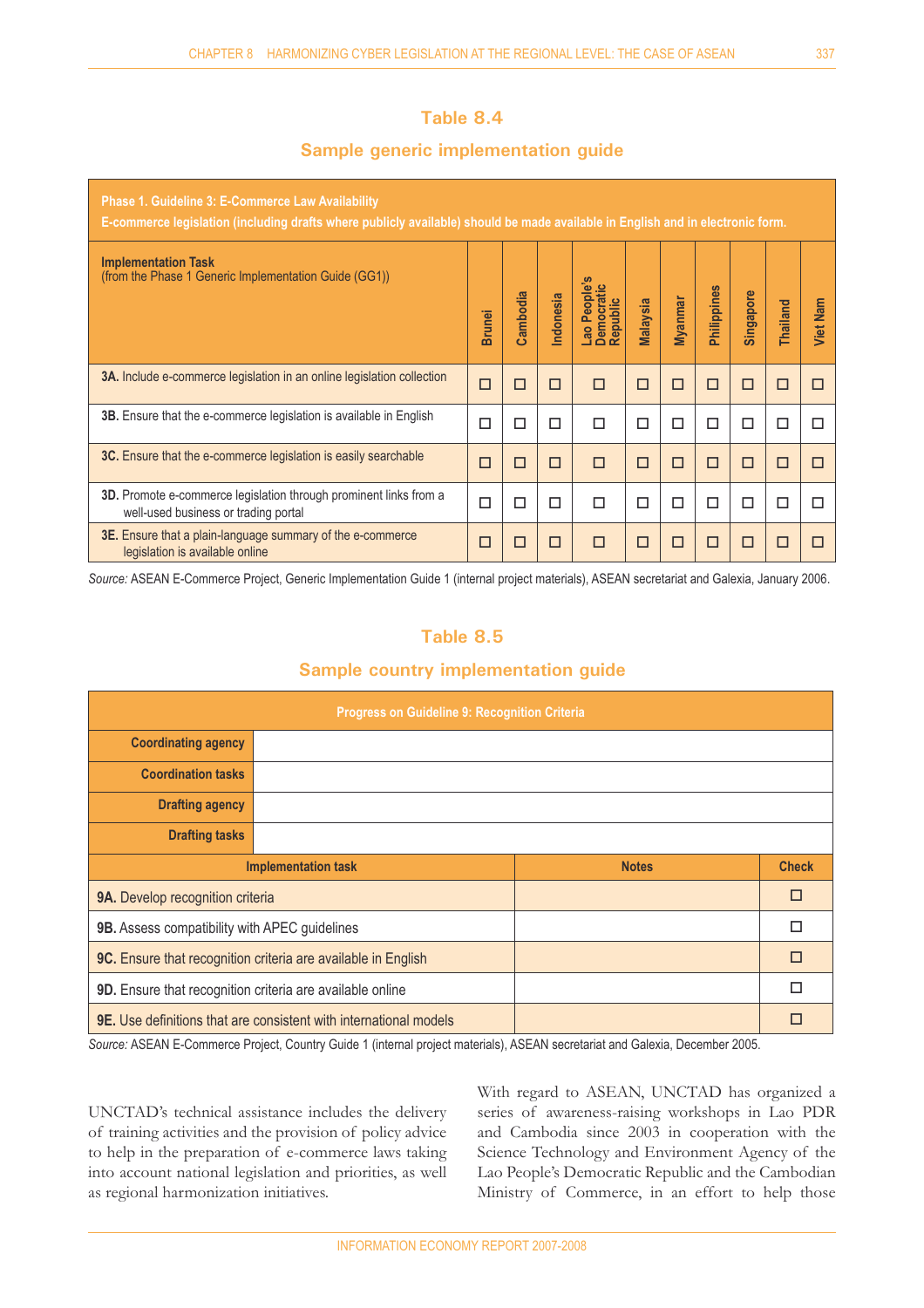### Table 8.4

### Sample generic implementation guide

| **Phase 1. Guideline 3: E-Commerce Law Availability**<br>**E-commerce legislation (including drafts where publicly available) should be made available in English and in electronic form.** | | | | | | | | | | |
|---|---|---|---|---|---|---|---|---|---|---|
| **Implementation Task**<br>(from the Phase 1 Generic Implementation Guide (GG1)) | **Brunei** | **Cambodia** | **Indonesia** | **Lao People's Democratic Republic** | **Malaysia** | **Myanmar** | **Philippines** | **Singapore** | **Thailand** | **Viet Nam** |
| **3A.** Include e-commerce legislation in an online legislation collection | ☐ | ☐ | ☐ | ☐ | ☐ | ☐ | ☐ | ☐ | ☐ | ☐ |
| **3B.** Ensure that the e-commerce legislation is available in English | ☐ | ☐ | ☐ | ☐ | ☐ | ☐ | ☐ | ☐ | ☐ | ☐ |
| **3C.** Ensure that the e-commerce legislation is easily searchable | ☐ | ☐ | ☐ | ☐ | ☐ | ☐ | ☐ | ☐ | ☐ | ☐ |
| **3D.** Promote e-commerce legislation through prominent links from a well-used business or trading portal | ☐ | ☐ | ☐ | ☐ | ☐ | ☐ | ☐ | ☐ | ☐ | ☐ |
| **3E.** Ensure that a plain-language summary of the e-commerce legislation is available online | ☐ | ☐ | ☐ | ☐ | ☐ | ☐ | ☐ | ☐ | ☐ | ☐ |

*Source:* ASEAN E-Commerce Project, Generic Implementation Guide 1 (internal project materials), ASEAN secretariat and Galexia, January 2006.

### Table 8.5

### Sample country implementation guide

| **Progress on Guideline 9: Recognition Criteria** | | |
|---|---|---|
| **Coordinating agency** | | |
| **Coordination tasks** | | |
| **Drafting agency** | | |
| **Drafting tasks** | | |
| **Implementation task** | **Notes** | **Check** |
| **9A.** Develop recognition criteria | | ☐ |
| **9B.** Assess compatibility with APEC guidelines | | ☐ |
| **9C.** Ensure that recognition criteria are available in English | | ☐ |
| **9D.** Ensure that recognition criteria are available online | | ☐ |
| **9E.** Use definitions that are consistent with international models | | ☐ |

*Source:* ASEAN E-Commerce Project, Country Guide 1 (internal project materials), ASEAN secretariat and Galexia, December 2005.

UNCTAD's technical assistance includes the delivery of training activities and the provision of policy advice to help in the preparation of e-commerce laws taking into account national legislation and priorities, as well as regional harmonization initiatives.

With regard to ASEAN, UNCTAD has organized a series of awareness-raising workshops in Lao PDR and Cambodia since 2003 in cooperation with the Science Technology and Environment Agency of the Lao People's Democratic Republic and the Cambodian Ministry of Commerce, in an effort to help those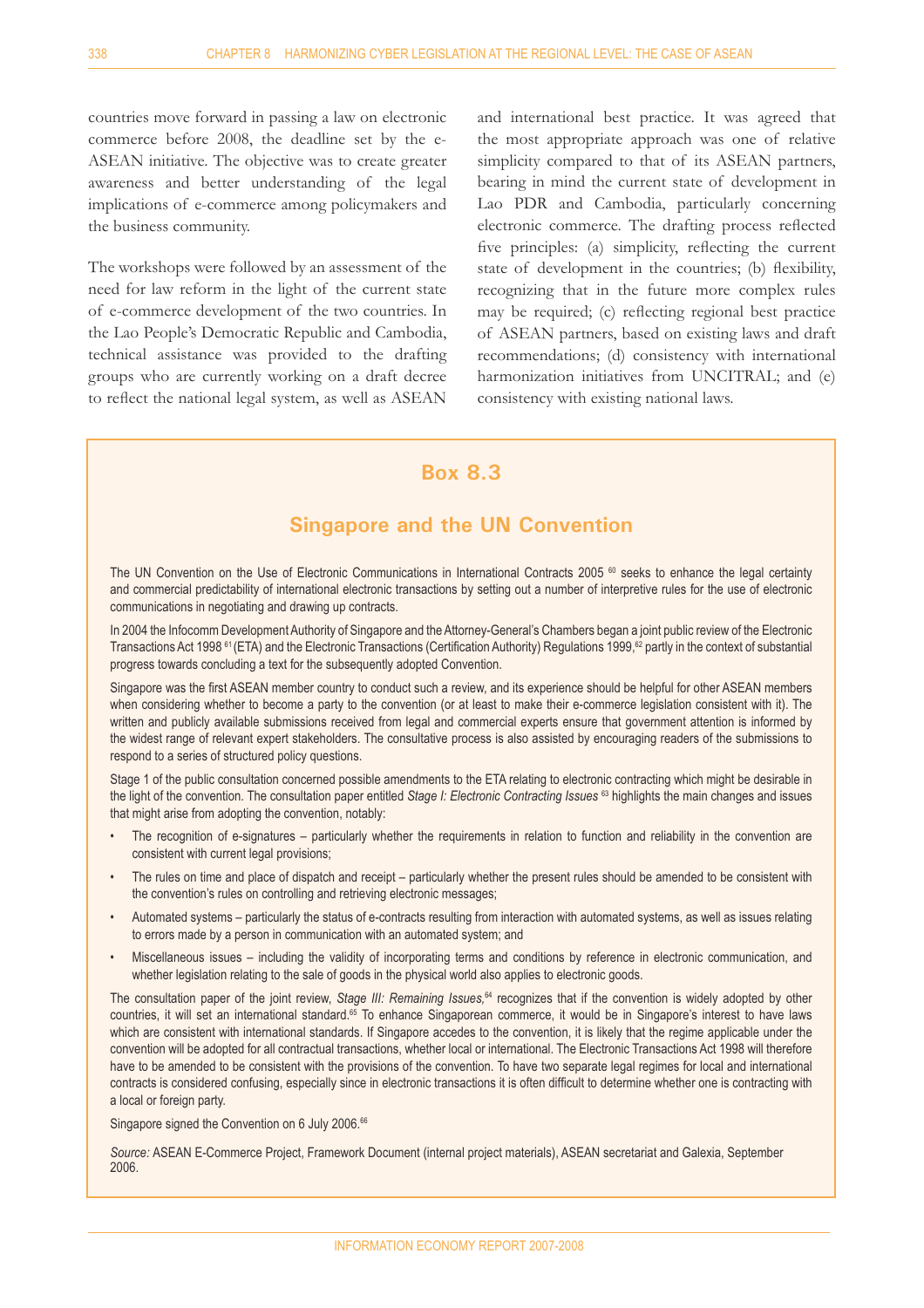countries move forward in passing a law on electronic commerce before 2008, the deadline set by the e-ASEAN initiative. The objective was to create greater awareness and better understanding of the legal implications of e-commerce among policymakers and the business community.

The workshops were followed by an assessment of the need for law reform in the light of the current state of e-commerce development of the two countries. In the Lao People's Democratic Republic and Cambodia, technical assistance was provided to the drafting groups who are currently working on a draft decree to reflect the national legal system, as well as ASEAN and international best practice. It was agreed that the most appropriate approach was one of relative simplicity compared to that of its ASEAN partners, bearing in mind the current state of development in Lao PDR and Cambodia, particularly concerning electronic commerce. The drafting process reflected five principles: (a) simplicity, reflecting the current state of development in the countries; (b) flexibility, recognizing that in the future more complex rules may be required; (c) reflecting regional best practice of ASEAN partners, based on existing laws and draft recommendations; (d) consistency with international harmonization initiatives from UNCITRAL; and (e) consistency with existing national laws.

## Box 8.3

### Singapore and the UN Convention

The UN Convention on the Use of Electronic Communications in International Contracts 2005 [60] seeks to enhance the legal certainty and commercial predictability of international electronic transactions by setting out a number of interpretive rules for the use of electronic communications in negotiating and drawing up contracts.

In 2004 the Infocomm Development Authority of Singapore and the Attorney-General's Chambers began a joint public review of the Electronic Transactions Act 1998 [61] (ETA) and the Electronic Transactions (Certification Authority) Regulations 1999,[62] partly in the context of substantial progress towards concluding a text for the subsequently adopted Convention.

Singapore was the first ASEAN member country to conduct such a review, and its experience should be helpful for other ASEAN members when considering whether to become a party to the convention (or at least to make their e-commerce legislation consistent with it). The written and publicly available submissions received from legal and commercial experts ensure that government attention is informed by the widest range of relevant expert stakeholders. The consultative process is also assisted by encouraging readers of the submissions to respond to a series of structured policy questions.

Stage 1 of the public consultation concerned possible amendments to the ETA relating to electronic contracting which might be desirable in the light of the convention. The consultation paper entitled *Stage I: Electronic Contracting Issues* [63] highlights the main changes and issues that might arise from adopting the convention, notably:

- The recognition of e-signatures – particularly whether the requirements in relation to function and reliability in the convention are consistent with current legal provisions;
- The rules on time and place of dispatch and receipt – particularly whether the present rules should be amended to be consistent with the convention's rules on controlling and retrieving electronic messages;
- Automated systems – particularly the status of e-contracts resulting from interaction with automated systems, as well as issues relating to errors made by a person in communication with an automated system; and
- Miscellaneous issues – including the validity of incorporating terms and conditions by reference in electronic communication, and whether legislation relating to the sale of goods in the physical world also applies to electronic goods.

The consultation paper of the joint review, *Stage III: Remaining Issues,*[64] recognizes that if the convention is widely adopted by other countries, it will set an international standard.[65] To enhance Singaporean commerce, it would be in Singapore's interest to have laws which are consistent with international standards. If Singapore accedes to the convention, it is likely that the regime applicable under the convention will be adopted for all contractual transactions, whether local or international. The Electronic Transactions Act 1998 will therefore have to be amended to be consistent with the provisions of the convention. To have two separate legal regimes for local and international contracts is considered confusing, especially since in electronic transactions it is often difficult to determine whether one is contracting with a local or foreign party.

Singapore signed the Convention on 6 July 2006.[66]

*Source:* ASEAN E-Commerce Project, Framework Document (internal project materials), ASEAN secretariat and Galexia, September 2006.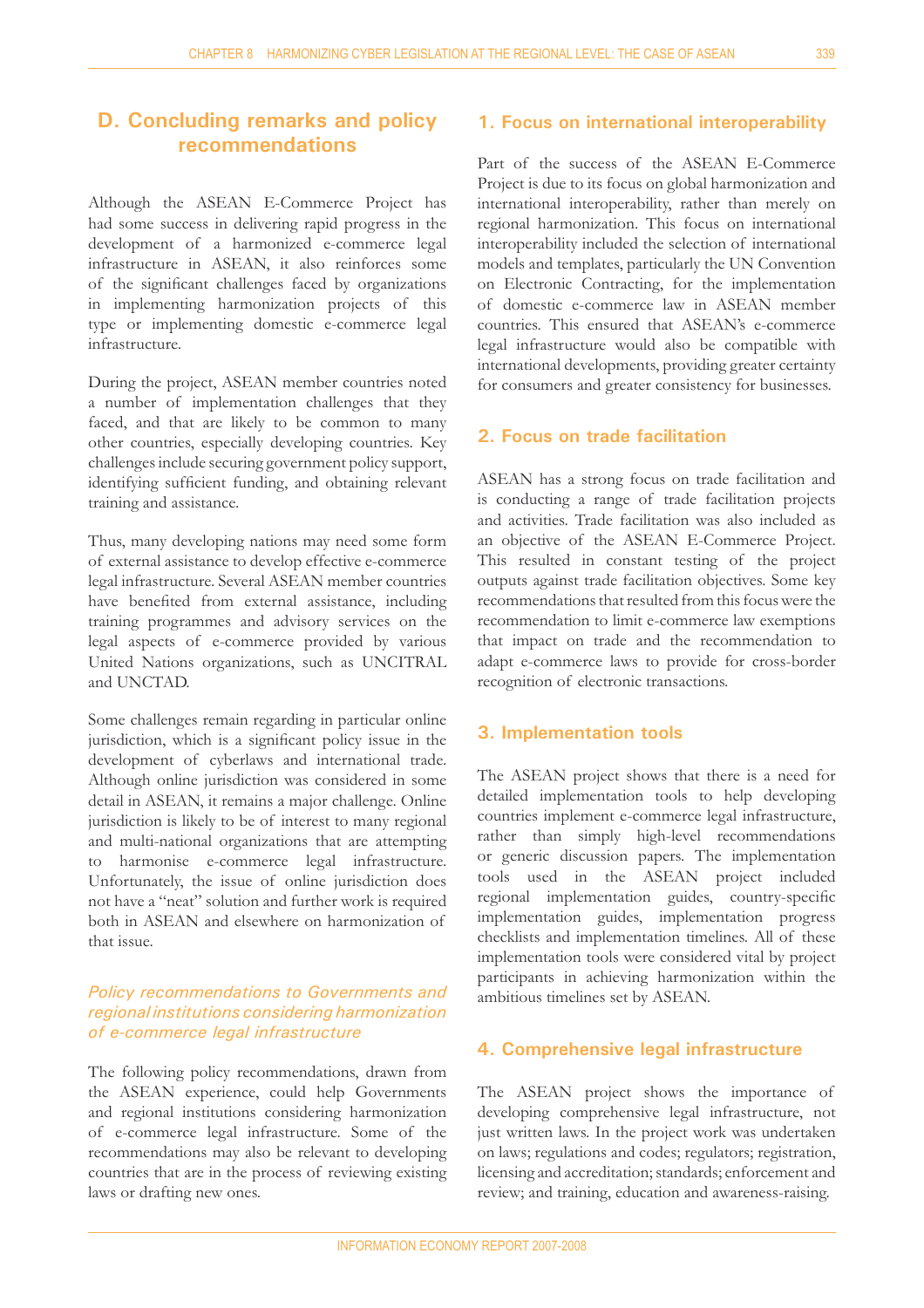## D. Concluding remarks and policy recommendations

Although the ASEAN E-Commerce Project has had some success in delivering rapid progress in the development of a harmonized e-commerce legal infrastructure in ASEAN, it also reinforces some of the significant challenges faced by organizations in implementing harmonization projects of this type or implementing domestic e-commerce legal infrastructure.

During the project, ASEAN member countries noted a number of implementation challenges that they faced, and that are likely to be common to many other countries, especially developing countries. Key challenges include securing government policy support, identifying sufficient funding, and obtaining relevant training and assistance.

Thus, many developing nations may need some form of external assistance to develop effective e-commerce legal infrastructure. Several ASEAN member countries have benefited from external assistance, including training programmes and advisory services on the legal aspects of e-commerce provided by various United Nations organizations, such as UNCITRAL and UNCTAD.

Some challenges remain regarding in particular online jurisdiction, which is a significant policy issue in the development of cyberlaws and international trade. Although online jurisdiction was considered in some detail in ASEAN, it remains a major challenge. Online jurisdiction is likely to be of interest to many regional and multi-national organizations that are attempting to harmonise e-commerce legal infrastructure. Unfortunately, the issue of online jurisdiction does not have a "neat" solution and further work is required both in ASEAN and elsewhere on harmonization of that issue.

### *Policy recommendations to Governments and regional institutions considering harmonization of e-commerce legal infrastructure*

The following policy recommendations, drawn from the ASEAN experience, could help Governments and regional institutions considering harmonization of e-commerce legal infrastructure. Some of the recommendations may also be relevant to developing countries that are in the process of reviewing existing laws or drafting new ones.

### 1. Focus on international interoperability

Part of the success of the ASEAN E-Commerce Project is due to its focus on global harmonization and international interoperability, rather than merely on regional harmonization. This focus on international interoperability included the selection of international models and templates, particularly the UN Convention on Electronic Contracting, for the implementation of domestic e-commerce law in ASEAN member countries. This ensured that ASEAN's e-commerce legal infrastructure would also be compatible with international developments, providing greater certainty for consumers and greater consistency for businesses.

### 2. Focus on trade facilitation

ASEAN has a strong focus on trade facilitation and is conducting a range of trade facilitation projects and activities. Trade facilitation was also included as an objective of the ASEAN E-Commerce Project. This resulted in constant testing of the project outputs against trade facilitation objectives. Some key recommendations that resulted from this focus were the recommendation to limit e-commerce law exemptions that impact on trade and the recommendation to adapt e-commerce laws to provide for cross-border recognition of electronic transactions.

### 3. Implementation tools

The ASEAN project shows that there is a need for detailed implementation tools to help developing countries implement e-commerce legal infrastructure, rather than simply high-level recommendations or generic discussion papers. The implementation tools used in the ASEAN project included regional implementation guides, country-specific implementation guides, implementation progress checklists and implementation timelines. All of these implementation tools were considered vital by project participants in achieving harmonization within the ambitious timelines set by ASEAN.

### 4. Comprehensive legal infrastructure

The ASEAN project shows the importance of developing comprehensive legal infrastructure, not just written laws. In the project work was undertaken on laws; regulations and codes; regulators; registration, licensing and accreditation; standards; enforcement and review; and training, education and awareness-raising.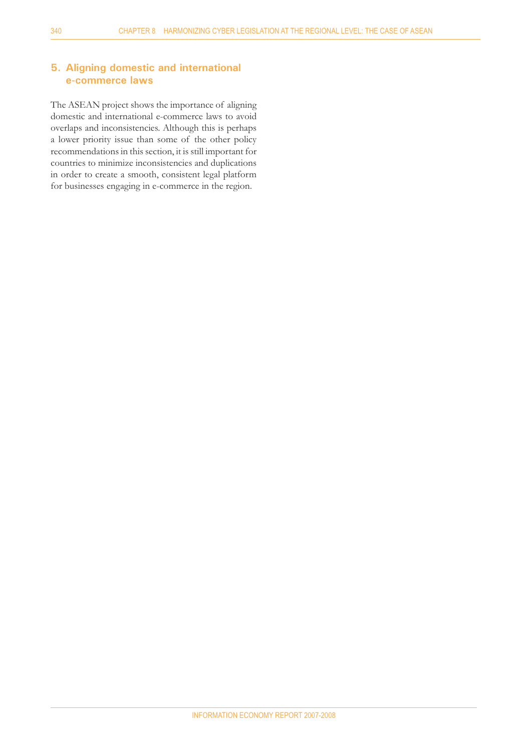## 5. Aligning domestic and international e-commerce laws

The ASEAN project shows the importance of aligning domestic and international e-commerce laws to avoid overlaps and inconsistencies. Although this is perhaps a lower priority issue than some of the other policy recommendations in this section, it is still important for countries to minimize inconsistencies and duplications in order to create a smooth, consistent legal platform for businesses engaging in e-commerce in the region.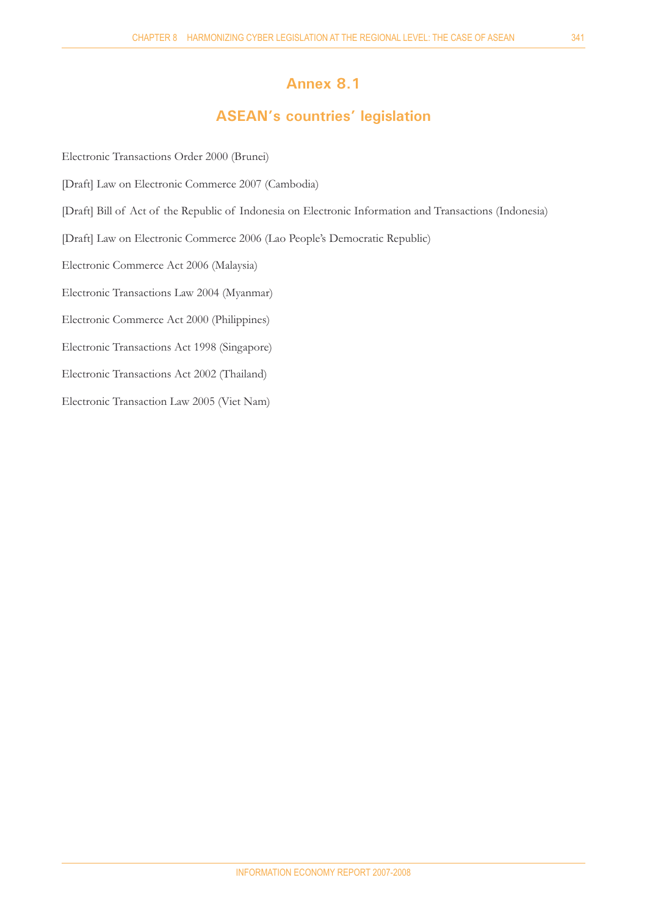# Annex 8.1

## ASEAN's countries' legislation

Electronic Transactions Order 2000 (Brunei)

[Draft] Law on Electronic Commerce 2007 (Cambodia)

[Draft] Bill of Act of the Republic of Indonesia on Electronic Information and Transactions (Indonesia)

[Draft] Law on Electronic Commerce 2006 (Lao People's Democratic Republic)

Electronic Commerce Act 2006 (Malaysia)

Electronic Transactions Law 2004 (Myanmar)

Electronic Commerce Act 2000 (Philippines)

Electronic Transactions Act 1998 (Singapore)

Electronic Transactions Act 2002 (Thailand)

Electronic Transaction Law 2005 (Viet Nam)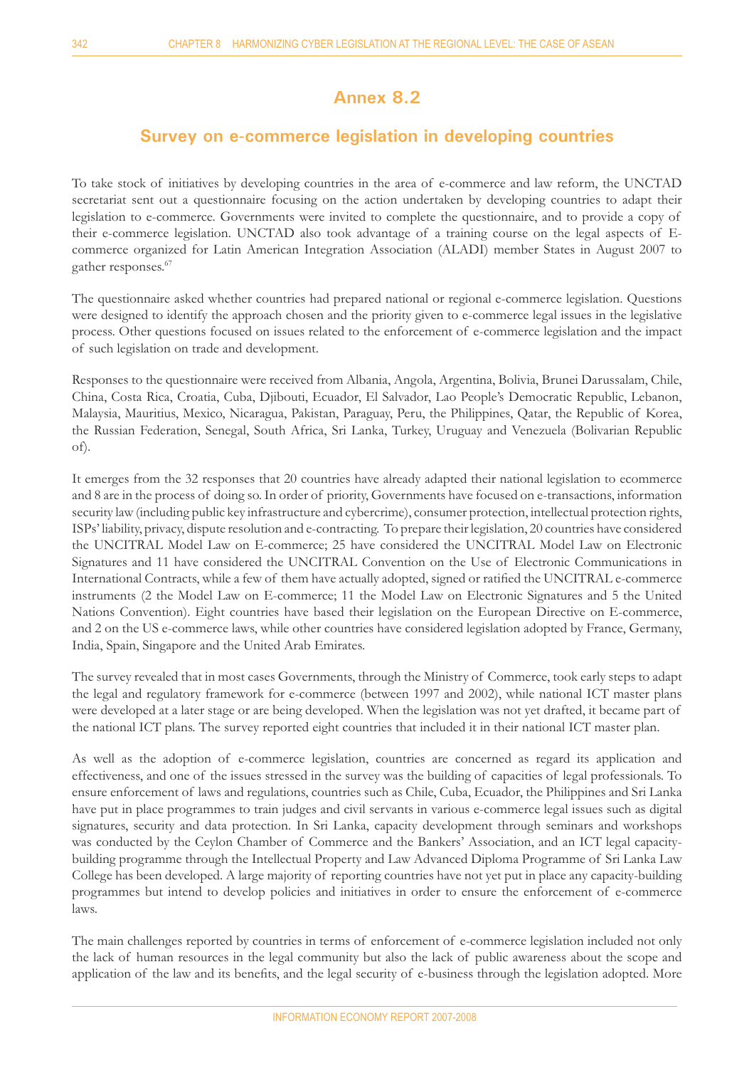# Annex 8.2

## Survey on e-commerce legislation in developing countries

To take stock of initiatives by developing countries in the area of e-commerce and law reform, the UNCTAD secretariat sent out a questionnaire focusing on the action undertaken by developing countries to adapt their legislation to e-commerce. Governments were invited to complete the questionnaire, and to provide a copy of their e-commerce legislation. UNCTAD also took advantage of a training course on the legal aspects of E-commerce organized for Latin American Integration Association (ALADI) member States in August 2007 to gather responses.[67]

The questionnaire asked whether countries had prepared national or regional e-commerce legislation. Questions were designed to identify the approach chosen and the priority given to e-commerce legal issues in the legislative process. Other questions focused on issues related to the enforcement of e-commerce legislation and the impact of such legislation on trade and development.

Responses to the questionnaire were received from Albania, Angola, Argentina, Bolivia, Brunei Darussalam, Chile, China, Costa Rica, Croatia, Cuba, Djibouti, Ecuador, El Salvador, Lao People's Democratic Republic, Lebanon, Malaysia, Mauritius, Mexico, Nicaragua, Pakistan, Paraguay, Peru, the Philippines, Qatar, the Republic of Korea, the Russian Federation, Senegal, South Africa, Sri Lanka, Turkey, Uruguay and Venezuela (Bolivarian Republic of).

It emerges from the 32 responses that 20 countries have already adapted their national legislation to ecommerce and 8 are in the process of doing so. In order of priority, Governments have focused on e-transactions, information security law (including public key infrastructure and cybercrime), consumer protection, intellectual protection rights, ISPs' liability, privacy, dispute resolution and e-contracting. To prepare their legislation, 20 countries have considered the UNCITRAL Model Law on E-commerce; 25 have considered the UNCITRAL Model Law on Electronic Signatures and 11 have considered the UNCITRAL Convention on the Use of Electronic Communications in International Contracts, while a few of them have actually adopted, signed or ratified the UNCITRAL e-commerce instruments (2 the Model Law on E-commerce; 11 the Model Law on Electronic Signatures and 5 the United Nations Convention). Eight countries have based their legislation on the European Directive on E-commerce, and 2 on the US e-commerce laws, while other countries have considered legislation adopted by France, Germany, India, Spain, Singapore and the United Arab Emirates.

The survey revealed that in most cases Governments, through the Ministry of Commerce, took early steps to adapt the legal and regulatory framework for e-commerce (between 1997 and 2002), while national ICT master plans were developed at a later stage or are being developed. When the legislation was not yet drafted, it became part of the national ICT plans. The survey reported eight countries that included it in their national ICT master plan.

As well as the adoption of e-commerce legislation, countries are concerned as regard its application and effectiveness, and one of the issues stressed in the survey was the building of capacities of legal professionals. To ensure enforcement of laws and regulations, countries such as Chile, Cuba, Ecuador, the Philippines and Sri Lanka have put in place programmes to train judges and civil servants in various e-commerce legal issues such as digital signatures, security and data protection. In Sri Lanka, capacity development through seminars and workshops was conducted by the Ceylon Chamber of Commerce and the Bankers' Association, and an ICT legal capacity-building programme through the Intellectual Property and Law Advanced Diploma Programme of Sri Lanka Law College has been developed. A large majority of reporting countries have not yet put in place any capacity-building programmes but intend to develop policies and initiatives in order to ensure the enforcement of e-commerce laws.

The main challenges reported by countries in terms of enforcement of e-commerce legislation included not only the lack of human resources in the legal community but also the lack of public awareness about the scope and application of the law and its benefits, and the legal security of e-business through the legislation adopted. More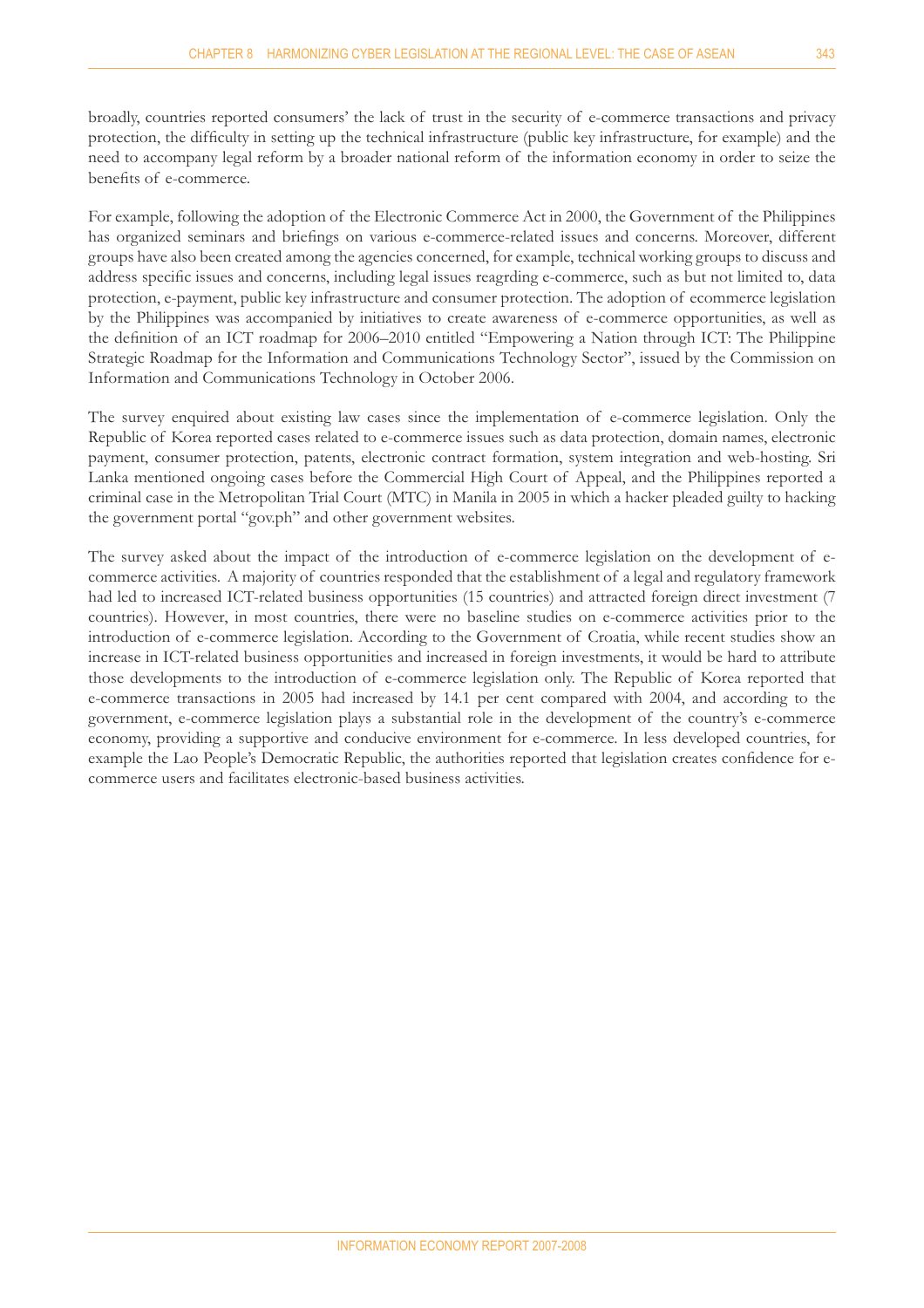broadly, countries reported consumers' the lack of trust in the security of e-commerce transactions and privacy protection, the difficulty in setting up the technical infrastructure (public key infrastructure, for example) and the need to accompany legal reform by a broader national reform of the information economy in order to seize the benefits of e-commerce.

For example, following the adoption of the Electronic Commerce Act in 2000, the Government of the Philippines has organized seminars and briefings on various e-commerce-related issues and concerns. Moreover, different groups have also been created among the agencies concerned, for example, technical working groups to discuss and address specific issues and concerns, including legal issues reagrding e-commerce, such as but not limited to, data protection, e-payment, public key infrastructure and consumer protection. The adoption of ecommerce legislation by the Philippines was accompanied by initiatives to create awareness of e-commerce opportunities, as well as the definition of an ICT roadmap for 2006–2010 entitled "Empowering a Nation through ICT: The Philippine Strategic Roadmap for the Information and Communications Technology Sector", issued by the Commission on Information and Communications Technology in October 2006.

The survey enquired about existing law cases since the implementation of e-commerce legislation. Only the Republic of Korea reported cases related to e-commerce issues such as data protection, domain names, electronic payment, consumer protection, patents, electronic contract formation, system integration and web-hosting. Sri Lanka mentioned ongoing cases before the Commercial High Court of Appeal, and the Philippines reported a criminal case in the Metropolitan Trial Court (MTC) in Manila in 2005 in which a hacker pleaded guilty to hacking the government portal "gov.ph" and other government websites.

The survey asked about the impact of the introduction of e-commerce legislation on the development of e-commerce activities. A majority of countries responded that the establishment of a legal and regulatory framework had led to increased ICT-related business opportunities (15 countries) and attracted foreign direct investment (7 countries). However, in most countries, there were no baseline studies on e-commerce activities prior to the introduction of e-commerce legislation. According to the Government of Croatia, while recent studies show an increase in ICT-related business opportunities and increased in foreign investments, it would be hard to attribute those developments to the introduction of e-commerce legislation only. The Republic of Korea reported that e-commerce transactions in 2005 had increased by 14.1 per cent compared with 2004, and according to the government, e-commerce legislation plays a substantial role in the development of the country's e-commerce economy, providing a supportive and conducive environment for e-commerce. In less developed countries, for example the Lao People's Democratic Republic, the authorities reported that legislation creates confidence for e-commerce users and facilitates electronic-based business activities.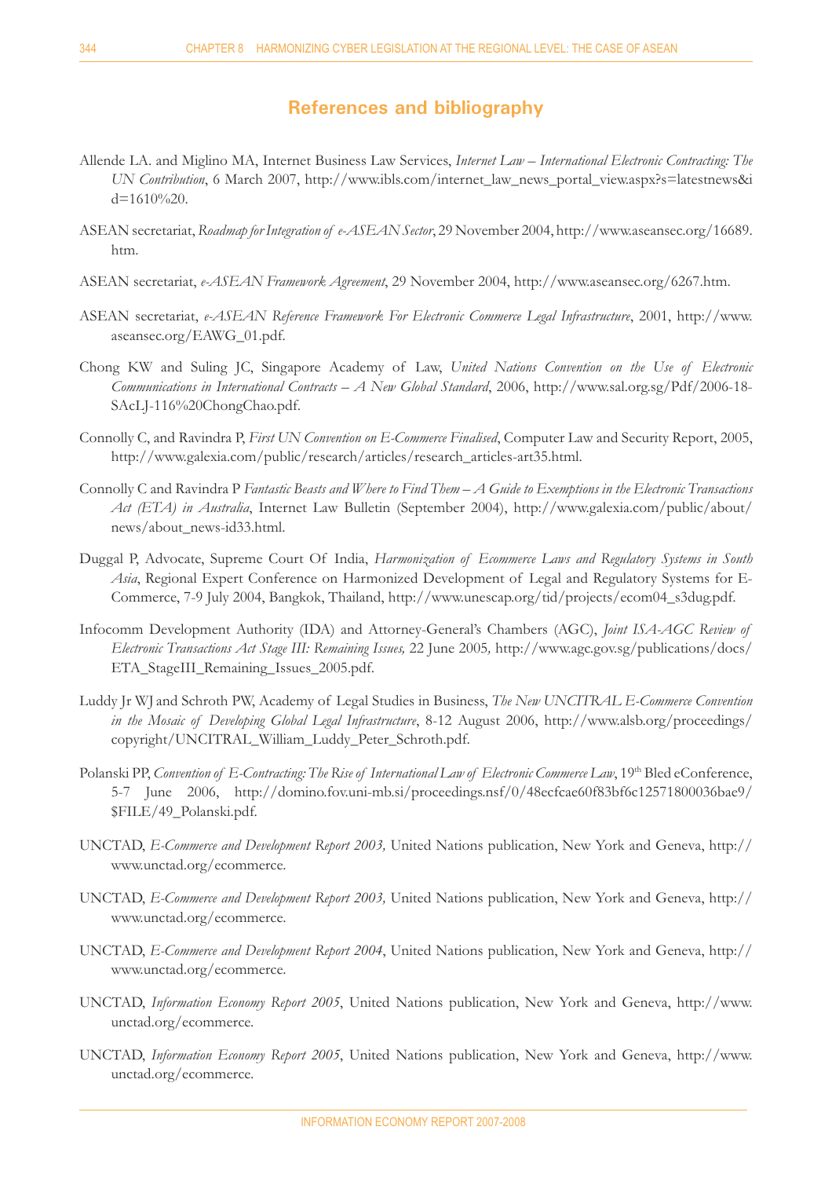## References and bibliography

Allende LA. and Miglino MA, Internet Business Law Services, *Internet Law – International Electronic Contracting: The UN Contribution*, 6 March 2007, http://www.ibls.com/internet_law_news_portal_view.aspx?s=latestnews&id=1610%20.

ASEAN secretariat, *Roadmap for Integration of e-ASEAN Sector*, 29 November 2004, http://www.aseansec.org/16689.htm.

ASEAN secretariat, *e-ASEAN Framework Agreement*, 29 November 2004, http://www.aseansec.org/6267.htm.

ASEAN secretariat, *e-ASEAN Reference Framework For Electronic Commerce Legal Infrastructure*, 2001, http://www.aseansec.org/EAWG_01.pdf.

Chong KW and Suling JC, Singapore Academy of Law, *United Nations Convention on the Use of Electronic Communications in International Contracts – A New Global Standard*, 2006, http://www.sal.org.sg/Pdf/2006-18-SAcLJ-116%20ChongChao.pdf.

Connolly C, and Ravindra P, *First UN Convention on E-Commerce Finalised*, Computer Law and Security Report, 2005, http://www.galexia.com/public/research/articles/research_articles-art35.html.

Connolly C and Ravindra P *Fantastic Beasts and Where to Find Them – A Guide to Exemptions in the Electronic Transactions Act (ETA) in Australia*, Internet Law Bulletin (September 2004), http://www.galexia.com/public/about/news/about_news-id33.html.

Duggal P, Advocate, Supreme Court Of India, *Harmonization of Ecommerce Laws and Regulatory Systems in South Asia*, Regional Expert Conference on Harmonized Development of Legal and Regulatory Systems for E-Commerce, 7-9 July 2004, Bangkok, Thailand, http://www.unescap.org/tid/projects/ecom04_s3dug.pdf.

Infocomm Development Authority (IDA) and Attorney-General's Chambers (AGC), *Joint ISA-AGC Review of Electronic Transactions Act Stage III: Remaining Issues,* 22 June 2005*,* http://www.agc.gov.sg/publications/docs/ETA_StageIII_Remaining_Issues_2005.pdf.

Luddy Jr WJ and Schroth PW, Academy of Legal Studies in Business, *The New UNCITRAL E-Commerce Convention in the Mosaic of Developing Global Legal Infrastructure*, 8-12 August 2006, http://www.alsb.org/proceedings/copyright/UNCITRAL_William_Luddy_Peter_Schroth.pdf.

Polanski PP, *Convention of E-Contracting: The Rise of International Law of Electronic Commerce Law*, 19th Bled eConference, 5-7 June 2006, http://domino.fov.uni-mb.si/proceedings.nsf/0/48ecfcae60f83bf6c12571800036bae9/$FILE/49_Polanski.pdf.

UNCTAD, *E-Commerce and Development Report 2003,* United Nations publication, New York and Geneva, http://www.unctad.org/ecommerce.

UNCTAD, *E-Commerce and Development Report 2003,* United Nations publication, New York and Geneva, http://www.unctad.org/ecommerce.

UNCTAD, *E-Commerce and Development Report 2004*, United Nations publication, New York and Geneva, http://www.unctad.org/ecommerce.

UNCTAD, *Information Economy Report 2005*, United Nations publication, New York and Geneva, http://www.unctad.org/ecommerce.

UNCTAD, *Information Economy Report 2005*, United Nations publication, New York and Geneva, http://www.unctad.org/ecommerce.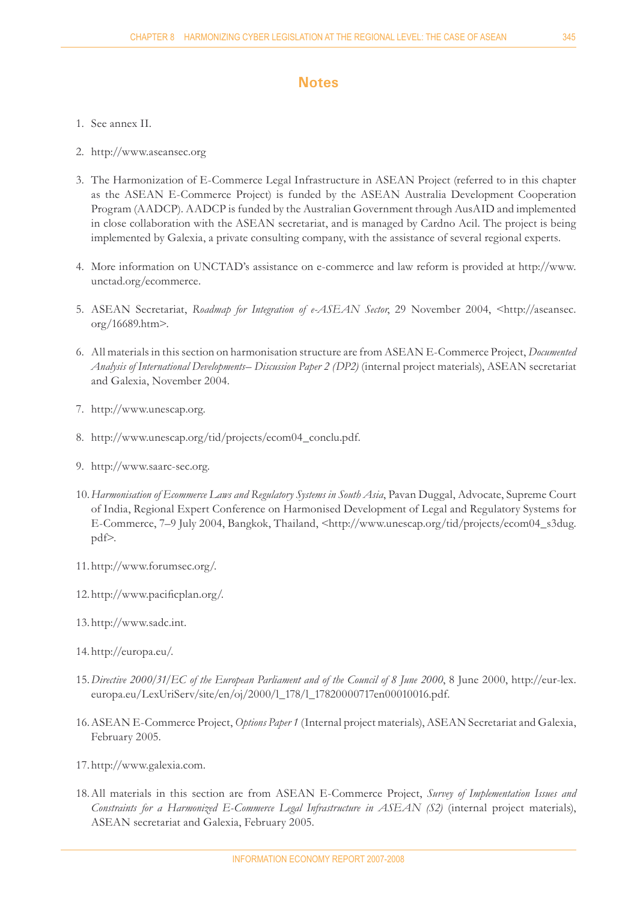## Notes

1. See annex II.
2. http://www.aseansec.org
3. The Harmonization of E-Commerce Legal Infrastructure in ASEAN Project (referred to in this chapter as the ASEAN E-Commerce Project) is funded by the ASEAN Australia Development Cooperation Program (AADCP). AADCP is funded by the Australian Government through AusAID and implemented in close collaboration with the ASEAN secretariat, and is managed by Cardno Acil. The project is being implemented by Galexia, a private consulting company, with the assistance of several regional experts.
4. More information on UNCTAD's assistance on e-commerce and law reform is provided at http://www.unctad.org/ecommerce.
5. ASEAN Secretariat, *Roadmap for Integration of e-ASEAN Sector*, 29 November 2004, <http://aseansec.org/16689.htm>.
6. All materials in this section on harmonisation structure are from ASEAN E-Commerce Project, *Documented Analysis of International Developments– Discussion Paper 2 (DP2)* (internal project materials), ASEAN secretariat and Galexia, November 2004.
7. http://www.unescap.org.
8. http://www.unescap.org/tid/projects/ecom04_conclu.pdf.
9. http://www.saarc-sec.org.
10. *Harmonisation of Ecommerce Laws and Regulatory Systems in South Asia*, Pavan Duggal, Advocate, Supreme Court of India, Regional Expert Conference on Harmonised Development of Legal and Regulatory Systems for E-Commerce, 7–9 July 2004, Bangkok, Thailand, <http://www.unescap.org/tid/projects/ecom04_s3dug.pdf>.
11. http://www.forumsec.org/.
12. http://www.pacificplan.org/.
13. http://www.sadc.int.
14. http://europa.eu/.
15. *Directive 2000/31/EC of the European Parliament and of the Council of 8 June 2000*, 8 June 2000, http://eur-lex.europa.eu/LexUriServ/site/en/oj/2000/l_178/l_17820000717en00010016.pdf.
16. ASEAN E-Commerce Project, *Options Paper 1* (Internal project materials), ASEAN Secretariat and Galexia, February 2005.
17. http://www.galexia.com.
18. All materials in this section are from ASEAN E-Commerce Project, *Survey of Implementation Issues and Constraints for a Harmonized E-Commerce Legal Infrastructure in ASEAN (S2)* (internal project materials), ASEAN secretariat and Galexia, February 2005.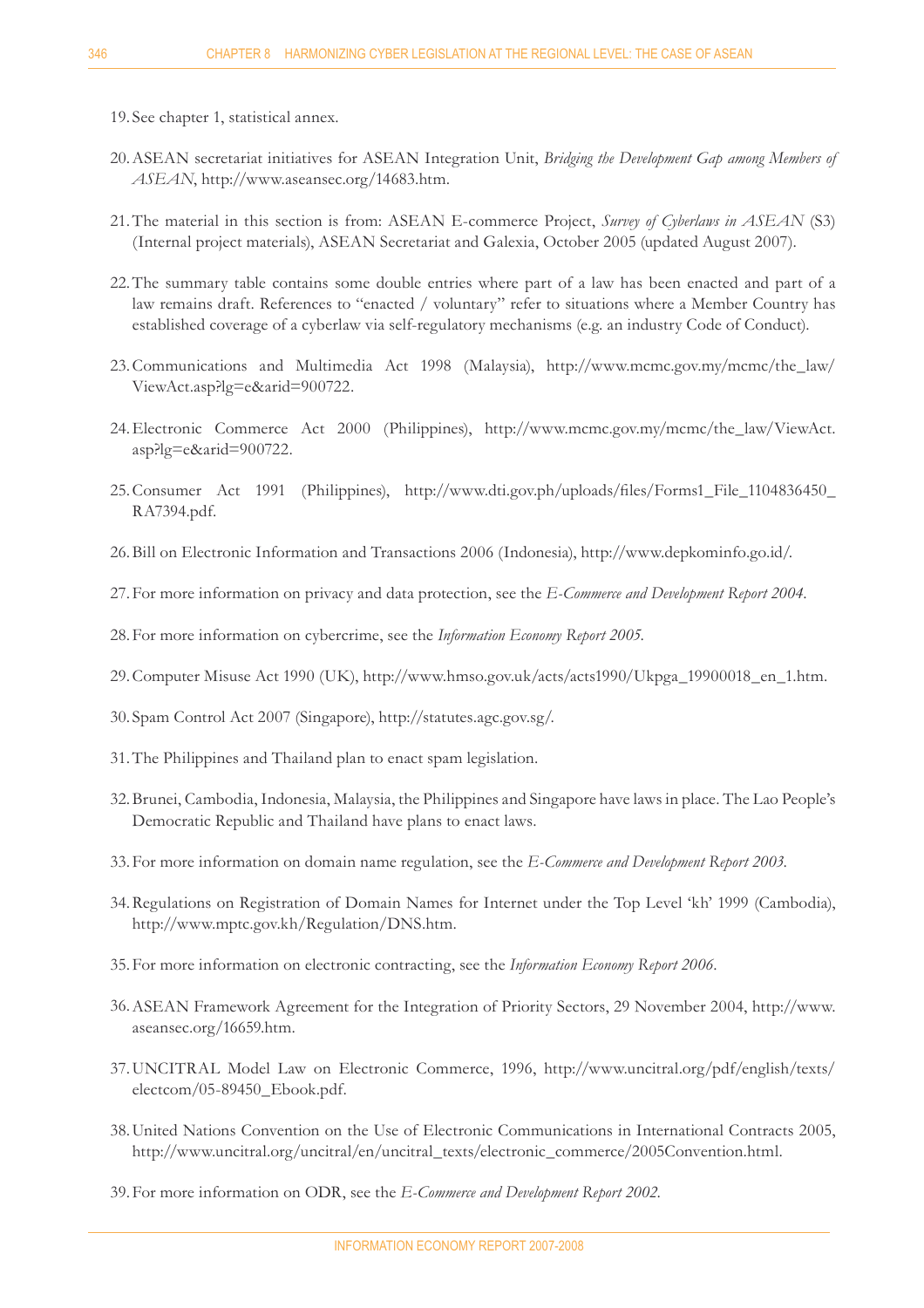19. See chapter 1, statistical annex.

20. ASEAN secretariat initiatives for ASEAN Integration Unit, *Bridging the Development Gap among Members of ASEAN*, http://www.aseansec.org/14683.htm.

21. The material in this section is from: ASEAN E-commerce Project, *Survey of Cyberlaws in ASEAN* (S3) (Internal project materials), ASEAN Secretariat and Galexia, October 2005 (updated August 2007).

22. The summary table contains some double entries where part of a law has been enacted and part of a law remains draft. References to "enacted / voluntary" refer to situations where a Member Country has established coverage of a cyberlaw via self-regulatory mechanisms (e.g. an industry Code of Conduct).

23. Communications and Multimedia Act 1998 (Malaysia), http://www.mcmc.gov.my/mcmc/the_law/ViewAct.asp?lg=e&arid=900722.

24. Electronic Commerce Act 2000 (Philippines), http://www.mcmc.gov.my/mcmc/the_law/ViewAct.asp?lg=e&arid=900722.

25. Consumer Act 1991 (Philippines), http://www.dti.gov.ph/uploads/files/Forms1_File_1104836450_RA7394.pdf.

26. Bill on Electronic Information and Transactions 2006 (Indonesia), http://www.depkominfo.go.id/.

27. For more information on privacy and data protection, see the *E-Commerce and Development Report 2004*.

28. For more information on cybercrime, see the *Information Economy Report 2005*.

29. Computer Misuse Act 1990 (UK), http://www.hmso.gov.uk/acts/acts1990/Ukpga_19900018_en_1.htm.

30. Spam Control Act 2007 (Singapore), http://statutes.agc.gov.sg/.

31. The Philippines and Thailand plan to enact spam legislation.

32. Brunei, Cambodia, Indonesia, Malaysia, the Philippines and Singapore have laws in place. The Lao People's Democratic Republic and Thailand have plans to enact laws.

33. For more information on domain name regulation, see the *E-Commerce and Development Report 2003*.

34. Regulations on Registration of Domain Names for Internet under the Top Level 'kh' 1999 (Cambodia), http://www.mptc.gov.kh/Regulation/DNS.htm.

35. For more information on electronic contracting, see the *Information Economy Report 2006*.

36. ASEAN Framework Agreement for the Integration of Priority Sectors, 29 November 2004, http://www.aseansec.org/16659.htm.

37. UNCITRAL Model Law on Electronic Commerce, 1996, http://www.uncitral.org/pdf/english/texts/electcom/05-89450_Ebook.pdf.

38. United Nations Convention on the Use of Electronic Communications in International Contracts 2005, http://www.uncitral.org/uncitral/en/uncitral_texts/electronic_commerce/2005Convention.html.

39. For more information on ODR, see the *E-Commerce and Development Report 2002*.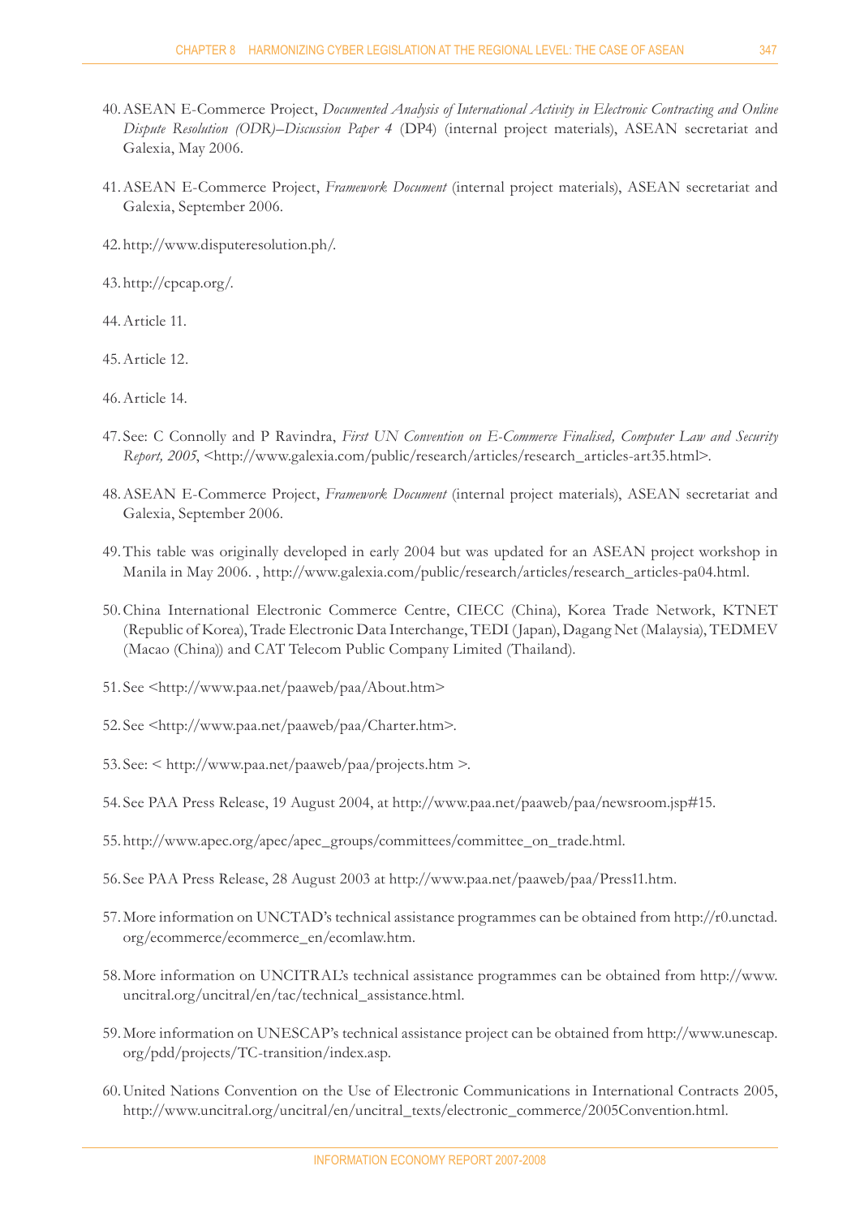40. ASEAN E-Commerce Project, *Documented Analysis of International Activity in Electronic Contracting and Online Dispute Resolution (ODR)–Discussion Paper 4* (DP4) (internal project materials), ASEAN secretariat and Galexia, May 2006.

41. ASEAN E-Commerce Project, *Framework Document* (internal project materials), ASEAN secretariat and Galexia, September 2006.

42. http://www.disputeresolution.ph/.

43. http://cpcap.org/.

44. Article 11.

45. Article 12.

46. Article 14.

47. See: C Connolly and P Ravindra, *First UN Convention on E-Commerce Finalised, Computer Law and Security Report, 2005*, <http://www.galexia.com/public/research/articles/research_articles-art35.html>.

48. ASEAN E-Commerce Project, *Framework Document* (internal project materials), ASEAN secretariat and Galexia, September 2006.

49. This table was originally developed in early 2004 but was updated for an ASEAN project workshop in Manila in May 2006. , http://www.galexia.com/public/research/articles/research_articles-pa04.html.

50. China International Electronic Commerce Centre, CIECC (China), Korea Trade Network, KTNET (Republic of Korea), Trade Electronic Data Interchange, TEDI (Japan), Dagang Net (Malaysia), TEDMEV (Macao (China)) and CAT Telecom Public Company Limited (Thailand).

51. See <http://www.paa.net/paaweb/paa/About.htm>

52. See <http://www.paa.net/paaweb/paa/Charter.htm>.

53. See: < http://www.paa.net/paaweb/paa/projects.htm >.

54. See PAA Press Release, 19 August 2004, at http://www.paa.net/paaweb/paa/newsroom.jsp#15.

55. http://www.apec.org/apec/apec_groups/committees/committee_on_trade.html.

56. See PAA Press Release, 28 August 2003 at http://www.paa.net/paaweb/paa/Press11.htm.

57. More information on UNCTAD's technical assistance programmes can be obtained from http://r0.unctad.org/ecommerce/ecommerce_en/ecomlaw.htm.

58. More information on UNCITRAL's technical assistance programmes can be obtained from http://www.uncitral.org/uncitral/en/tac/technical_assistance.html.

59. More information on UNESCAP's technical assistance project can be obtained from http://www.unescap.org/pdd/projects/TC-transition/index.asp.

60. United Nations Convention on the Use of Electronic Communications in International Contracts 2005, http://www.uncitral.org/uncitral/en/uncitral_texts/electronic_commerce/2005Convention.html.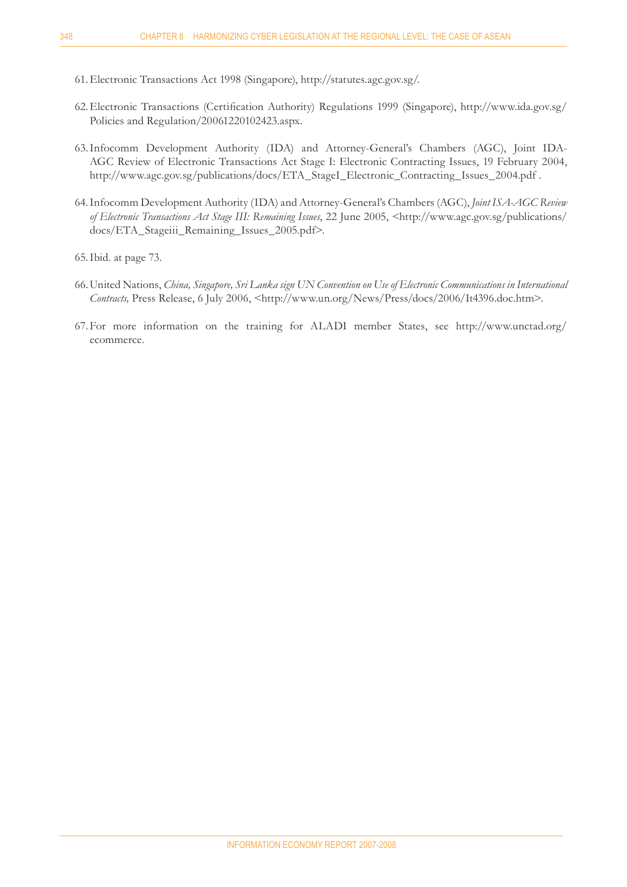61. Electronic Transactions Act 1998 (Singapore), http://statutes.agc.gov.sg/.

62. Electronic Transactions (Certification Authority) Regulations 1999 (Singapore), http://www.ida.gov.sg/Policies and Regulation/20061220102423.aspx.

63. Infocomm Development Authority (IDA) and Attorney-General's Chambers (AGC), Joint IDA-AGC Review of Electronic Transactions Act Stage I: Electronic Contracting Issues, 19 February 2004, http://www.agc.gov.sg/publications/docs/ETA_StageI_Electronic_Contracting_Issues_2004.pdf .

64. Infocomm Development Authority (IDA) and Attorney-General's Chambers (AGC), *Joint ISA-AGC Review of Electronic Transactions Act Stage III: Remaining Issues*, 22 June 2005, <http://www.agc.gov.sg/publications/docs/ETA_Stageiii_Remaining_Issues_2005.pdf>.

65. Ibid. at page 73.

66. United Nations, *China, Singapore, Sri Lanka sign UN Convention on Use of Electronic Communications in International Contracts,* Press Release, 6 July 2006, <http://www.un.org/News/Press/docs/2006/It4396.doc.htm>.

67. For more information on the training for ALADI member States, see http://www.unctad.org/ecommerce.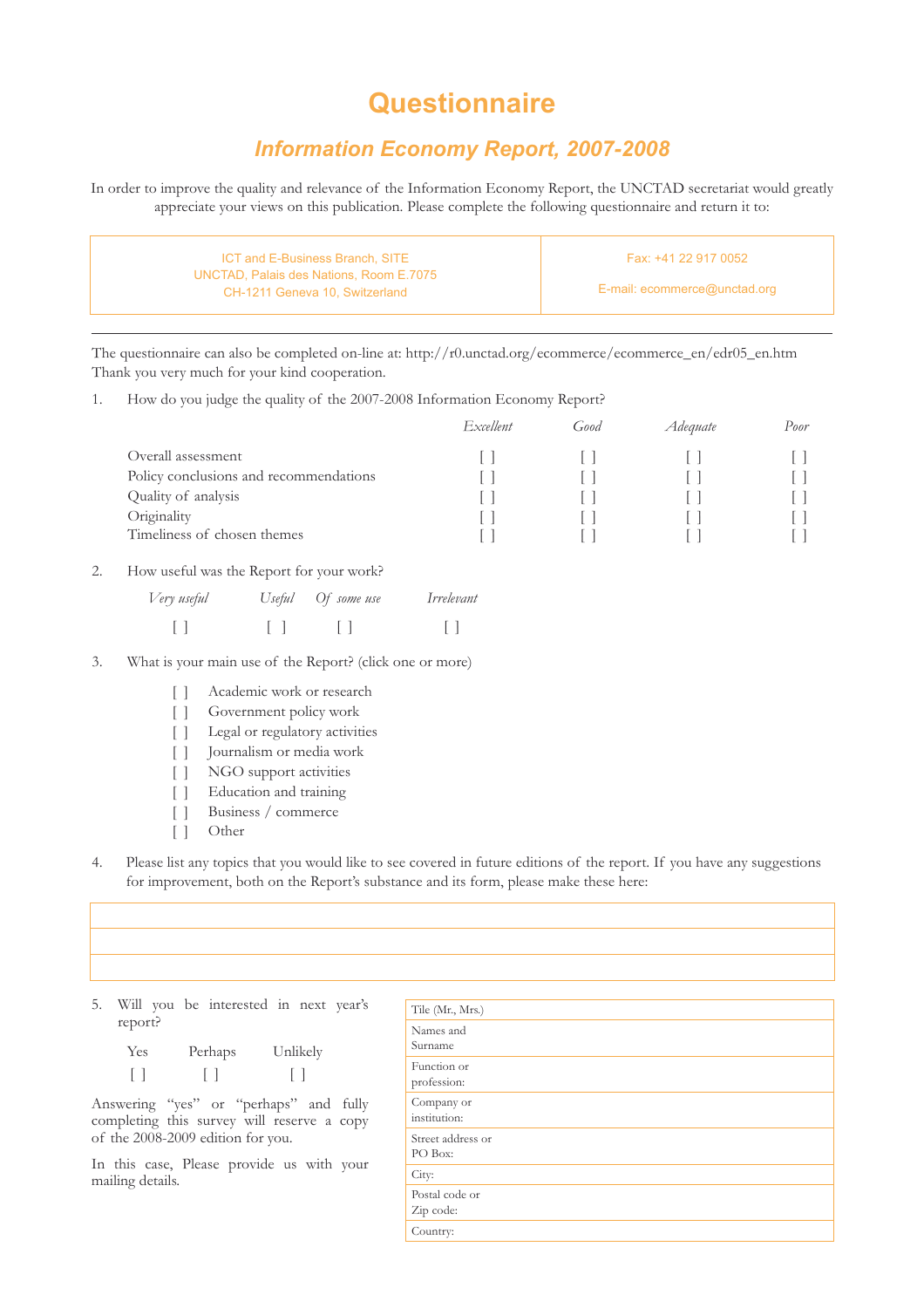# Questionnaire

## *Information Economy Report, 2007-2008*

In order to improve the quality and relevance of the Information Economy Report, the UNCTAD secretariat would greatly appreciate your views on this publication. Please complete the following questionnaire and return it to:

| | |
|---|---|
| ICT and E-Business Branch, SITE<br>UNCTAD, Palais des Nations, Room E.7075<br>CH-1211 Geneva 10, Switzerland | Fax: +41 22 917 0052<br><br>E-mail: ecommerce@unctad.org |

The questionnaire can also be completed on-line at: http://r0.unctad.org/ecommerce/ecommerce_en/edr05_en.htm
Thank you very much for your kind cooperation.

1. How do you judge the quality of the 2007-2008 Information Economy Report?

| | *Excellent* | *Good* | *Adequate* | *Poor* |
|---|---|---|---|---|
| Overall assessment | [ ] | [ ] | [ ] | [ ] |
| Policy conclusions and recommendations | [ ] | [ ] | [ ] | [ ] |
| Quality of analysis | [ ] | [ ] | [ ] | [ ] |
| Originality | [ ] | [ ] | [ ] | [ ] |
| Timeliness of chosen themes | [ ] | [ ] | [ ] | [ ] |

2. How useful was the Report for your work?

| *Very useful* | *Useful* | *Of some use* | *Irrelevant* |
|---|---|---|---|
| [ ] | [ ] | [ ] | [ ] |

3. What is your main use of the Report? (click one or more)

   [ ] Academic work or research
   [ ] Government policy work
   [ ] Legal or regulatory activities
   [ ] Journalism or media work
   [ ] NGO support activities
   [ ] Education and training
   [ ] Business / commerce
   [ ] Other

4. Please list any topics that you would like to see covered in future editions of the report. If you have any suggestions for improvement, both on the Report's substance and its form, please make these here:

| |
|---|
| |
| |
| |

5. Will you be interested in next year's report?

| Yes | Perhaps | Unlikely |
|---|---|---|
| [ ] | [ ] | [ ] |

Answering "yes" or "perhaps" and fully completing this survey will reserve a copy of the 2008-2009 edition for you.

In this case, Please provide us with your mailing details.

| | |
|---|---|
| Tile (Mr., Mrs.) | |
| Names and Surname | |
| Function or profession: | |
| Company or institution: | |
| Street address or PO Box: | |
| City: | |
| Postal code or Zip code: | |
| Country: | |